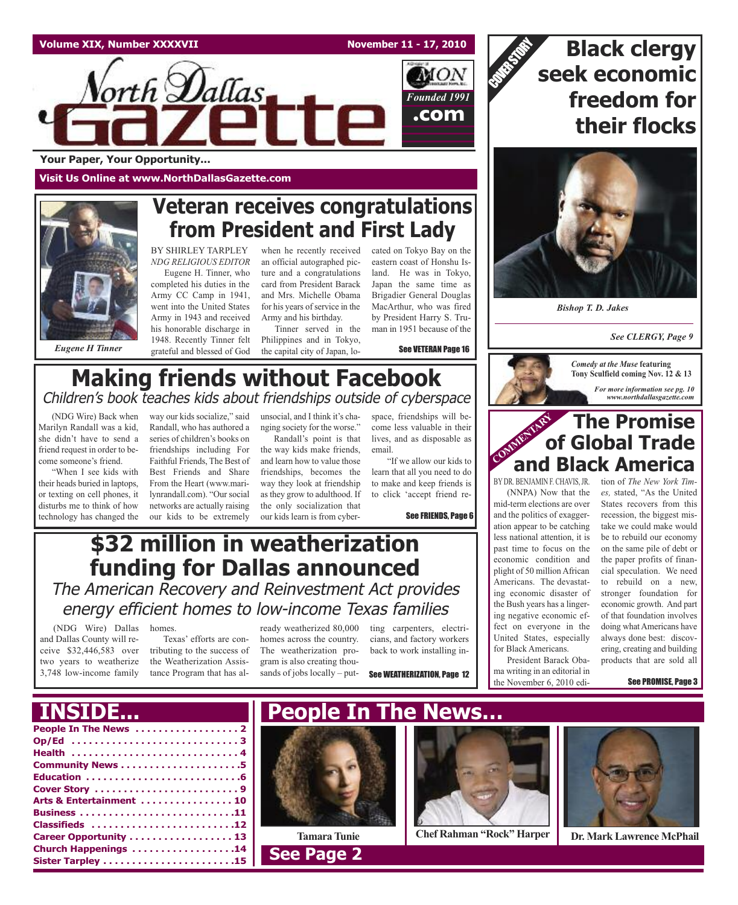Volume XIX, Number XXXXVII — November 11 - 17, 2010

# North Dallas Gazette

Founded 1991

.com

**Your Paper, Your Opportunity...**

**Visit Us Online at www.NorthDallasGazette.com**

## Veteran receives congratulations from President and First Lady

*Eugene H Tinner*

BY SHIRLEY TARPLEY
*NDG RELIGIOUS EDITOR*

Eugene H. Tinner, who completed his duties in the Army CC Camp in 1941, went into the United States Army in 1943 and received his honorable discharge in 1948. Recently Tinner felt grateful and blessed of God when he recently received an official autographed picture and a congratulations card from President Barack and Mrs. Michelle Obama for his years of service in the Army and his birthday.

Tinner served in the Philippines and in Tokyo, the capital city of Japan, located on Tokyo Bay on the eastern coast of Honshu Island. He was in Tokyo, Japan the same time as Brigadier General Douglas MacArthur, who was fired by President Harry S. Truman in 1951 because of the

**See VETERAN Page 16**

## Making friends without Facebook

*Children's book teaches kids about friendships outside of cyberspace*

(NDG Wire) Back when Marilyn Randall was a kid, she didn't have to send a friend request in order to become someone's friend.

"When I see kids with their heads buried in laptops, or texting on cell phones, it disturbs me to think of how technology has changed the way our kids socialize," said Randall, who has authored a series of children's books on friendships including For Faithful Friends, The Best of Best Friends and Share From the Heart (www.marilynrandall.com). "Our social networks are actually raising our kids to be extremely unsocial, and I think it's changing society for the worse."

Randall's point is that the way kids make friends, and learn how to value those friendships, becomes the way they look at friendship as they grow to adulthood. If the only socialization that our kids learn is from cyberspace, friendships will become less valuable in their lives, and as disposable as email.

"If we allow our kids to learn that all you need to do to make and keep friends is to click 'accept friend re-

**See FRIENDS, Page 6**

## $32 million in weatherization funding for Dallas announced

*The American Recovery and Reinvestment Act provides energy efficient homes to low-income Texas families*

(NDG Wire) Dallas and Dallas County will receive $32,446,583 over two years to weatherize 3,748 low-income family homes.

Texas' efforts are contributing to the success of the Weatherization Assistance Program that has already weatherized 80,000 homes across the country. The weatherization program is also creating thousands of jobs locally – putting carpenters, electricians, and factory workers back to work installing in-

**See WEATHERIZATION, Page 12**

COVER STORY

## Black clergy seek economic freedom for their flocks

*Bishop T. D. Jakes*

*See CLERGY, Page 9*

*Comedy at the Muse* **featuring Tony Sculfield coming Nov. 12 & 13**

*For more information see pg. 10 www.northdallasgazette.com*

COMMENTARY

## The Promise of Global Trade and Black America

BY DR. BENJAMIN F. CHAVIS, JR.

(NNPA) Now that the mid-term elections are over and the politics of exaggeration appear to be catching less national attention, it is past time to focus on the economic condition and plight of 50 million African Americans. The devastating economic disaster of the Bush years has a lingering negative economic effect on everyone in the United States, especially for Black Americans.

President Barack Obama writing in an editorial in the November 6, 2010 edition of *The New York Times,* stated, "As the United States recovers from this recession, the biggest mistake we could make would be to rebuild our economy on the same pile of debt or the paper profits of financial speculation. We need to rebuild on a new, stronger foundation for economic growth. And part of that foundation involves doing what Americans have always done best: discovering, creating and building products that are sold all

**See PROMISE, Page 3**

## INSIDE...

- People In The News . . . . . . . . . . . . . . . . . 2
- Op/Ed . . . . . . . . . . . . . . . . . . . . . . . . . . . 3
- Health . . . . . . . . . . . . . . . . . . . . . . . . . . . 4
- Community News . . . . . . . . . . . . . . . . . . . 5
- Education . . . . . . . . . . . . . . . . . . . . . . . . . 6
- Cover Story . . . . . . . . . . . . . . . . . . . . . . . 9
- Arts & Entertainment . . . . . . . . . . . . . . . 10
- Business . . . . . . . . . . . . . . . . . . . . . . . . . 11
- Classifieds . . . . . . . . . . . . . . . . . . . . . . . 12
- Career Opportunity . . . . . . . . . . . . . . . . . 13
- Church Happenings . . . . . . . . . . . . . . . . . 14
- Sister Tarpley . . . . . . . . . . . . . . . . . . . . . 15

## People In The News...

Tamara Tunie

Chef Rahman "Rock" Harper

Dr. Mark Lawrence McPhail

**See Page 2**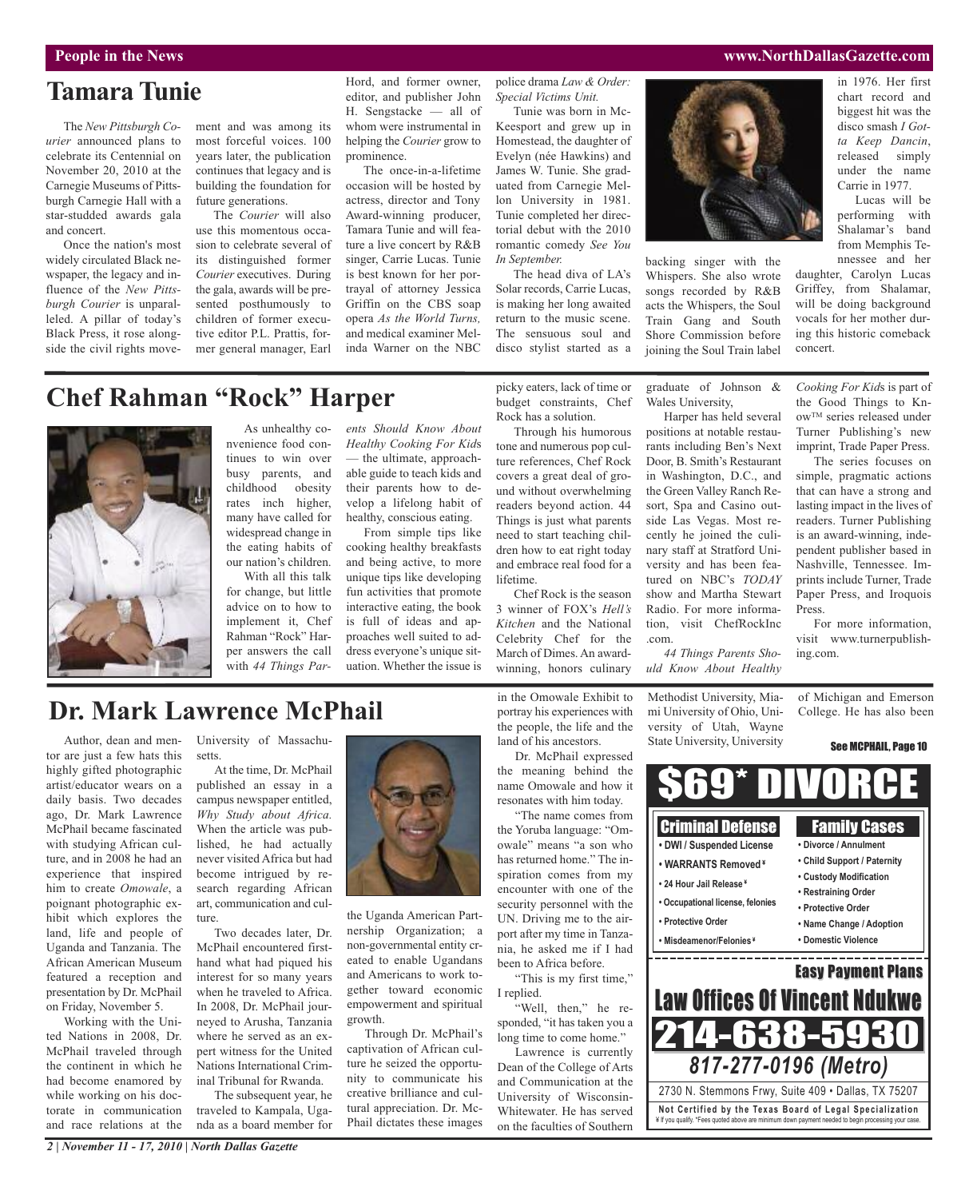## Tamara Tunie

The *New Pittsburgh Courier* announced plans to celebrate its Centennial on November 20, 2010 at the Carnegie Museums of Pittsburgh Carnegie Hall with a star-studded awards gala and concert.

Once the nation's most widely circulated Black newspaper, the legacy and influence of the *New Pittsburgh Courier* is unparalleled. A pillar of today's Black Press, it rose alongside the civil rights movement and was among its most forceful voices. 100 years later, the publication continues that legacy and is building the foundation for future generations.

The *Courier* will also use this momentous occasion to celebrate several of its distinguished former *Courier* executives. During the gala, awards will be presented posthumously to children of former executive editor P.L. Prattis, former general manager, Earl Hord, and former owner, editor, and publisher John H. Sengstacke — all of whom were instrumental in helping the *Courier* grow to prominence.

The once-in-a-lifetime occasion will be hosted by actress, director and Tony Award-winning producer, Tamara Tunie and will feature a live concert by R&B singer, Carrie Lucas. Tunie is best known for her portrayal of attorney Jessica Griffin on the CBS soap opera *As the World Turns,* and medical examiner Melinda Warner on the NBC police drama *Law & Order: Special Victims Unit.*

Tunie was born in McKeesport and grew up in Homestead, the daughter of Evelyn (née Hawkins) and James W. Tunie. She graduated from Carnegie Mellon University in 1981. Tunie completed her directorial debut with the 2010 romantic comedy *See You In September.*

The head diva of LA's Solar records, Carrie Lucas, is making her long awaited return to the music scene. The sensuous soul and disco stylist started as a backing singer with the Whispers. She also wrote songs recorded by R&B acts the Whispers, the Soul Train Gang and South Shore Commission before joining the Soul Train label in 1976. Her first chart record and biggest hit was the disco smash *I Gotta Keep Dancin*, released simply under the name Carrie in 1977.

Lucas will be performing with Shalamar's band from Memphis Tennessee and her daughter, Carolyn Lucas Griffey, from Shalamar, will be doing background vocals for her mother during this historic comeback concert.

## Chef Rahman "Rock" Harper

As unhealthy convenience food continues to win over busy parents, and childhood obesity rates inch higher, many have called for widespread change in the eating habits of our nation's children.

With all this talk for change, but little advice on to how to implement it, Chef Rahman "Rock" Harper answers the call with *44 Things Parents Should Know About Healthy Cooking For Kids* — the ultimate, approachable guide to teach kids and their parents how to develop a lifelong habit of healthy, conscious eating.

From simple tips like cooking healthy breakfasts and being active, to more unique tips like developing fun activities that promote interactive eating, the book is full of ideas and approaches well suited to address everyone's unique situation. Whether the issue is picky eaters, lack of time or budget constraints, Chef Rock has a solution.

Through his humorous tone and numerous pop culture references, Chef Rock covers a great deal of ground without overwhelming readers beyond action. 44 Things is just what parents need to start teaching children how to eat right today and embrace real food for a lifetime.

Chef Rock is the season 3 winner of FOX's *Hell's Kitchen* and the National Celebrity Chef for the March of Dimes. An award-winning, honors culinary graduate of Johnson & Wales University,

Harper has held several positions at notable restaurants including Ben's Next Door, B. Smith's Restaurant in Washington, D.C., and the Green Valley Ranch Resort, Spa and Casino outside Las Vegas. Most recently he joined the culinary staff at Stratford University and has been featured on NBC's *TODAY* show and Martha Stewart Radio. For more information, visit ChefRockInc .com.

*44 Things Parents Should Know About Healthy Cooking For Kids* is part of the Good Things to Know™ series released under Turner Publishing's new imprint, Trade Paper Press.

The series focuses on simple, pragmatic actions that can have a strong and lasting impact in the lives of readers. Turner Publishing is an award-winning, independent publisher based in Nashville, Tennessee. Imprints include Turner, Trade Paper Press, and Iroquois Press.

For more information, visit www.turnerpublishing.com.

## Dr. Mark Lawrence McPhail

Author, dean and mentor are just a few hats this highly gifted photographic artist/educator wears on a daily basis. Two decades ago, Dr. Mark Lawrence McPhail became fascinated with studying African culture, and in 2008 he had an experience that inspired him to create *Omowale*, a poignant photographic exhibit which explores the land, life and people of Uganda and Tanzania. The African American Museum featured a reception and presentation by Dr. McPhail on Friday, November 5.

Working with the United Nations in 2008, Dr. McPhail traveled through the continent in which he had become enamored by while working on his doctorate in communication and race relations at the University of Massachusetts.

At the time, Dr. McPhail published an essay in a campus newspaper entitled, *Why Study about Africa.* When the article was published, he had actually never visited Africa but had become intrigued by research regarding African art, communication and culture.

Two decades later, Dr. McPhail encountered firsthand what had piqued his interest for so many years when he traveled to Africa. In 2008, Dr. McPhail journeyed to Arusha, Tanzania where he served as an expert witness for the United Nations International Criminal Tribunal for Rwanda.

The subsequent year, he traveled to Kampala, Uganda as a board member for the Uganda American Partnership Organization; a non-governmental entity created to enable Ugandans and Americans to work together toward economic empowerment and spiritual growth.

Through Dr. McPhail's captivation of African culture he seized the opportunity to communicate his creative brilliance and cultural appreciation. Dr. McPhail dictates these images in the Omowale Exhibit to portray his experiences with the people, the life and the land of his ancestors.

Dr. McPhail expressed the meaning behind the name Omowale and how it resonates with him today.

"The name comes from the Yoruba language: "Omowale" means "a son who has returned home." The inspiration comes from my encounter with one of the security personnel with the UN. Driving me to the airport after my time in Tanzania, he asked me if I had been to Africa before.

"This is my first time," I replied.

"Well, then," he responded, "it has taken you a long time to come home."

Lawrence is currently Dean of the College of Arts and Communication at the University of Wisconsin-Whitewater. He has served on the faculties of Southern Methodist University, Miami University of Ohio, University of Utah, Wayne State University, University of Michigan and Emerson College. He has also been

See MCPHAIL, Page 10

---

# $69* DIVORCE

**Criminal Defense**
- DWI / Suspended License
- WARRANTS Removed ¥
- 24 Hour Jail Release ¥
- Occupational license, felonies
- Protective Order
- Misdeamenor/Felonies ¥

**Family Cases**
- Divorce / Annulment
- Child Support / Paternity
- Custody Modification
- Restraining Order
- Protective Order
- Name Change / Adoption
- Domestic Violence

**Easy Payment Plans**

**Law Offices Of Vincent Ndukwe**

**214-638-5930**

***817-277-0196 (Metro)***

2730 N. Stemmons Frwy, Suite 409 • Dallas, TX 75207

**Not Certified by the Texas Board of Legal Specialization**

¥ If you qualify. *Fees quoted above are minimum down payment needed to begin processing your case.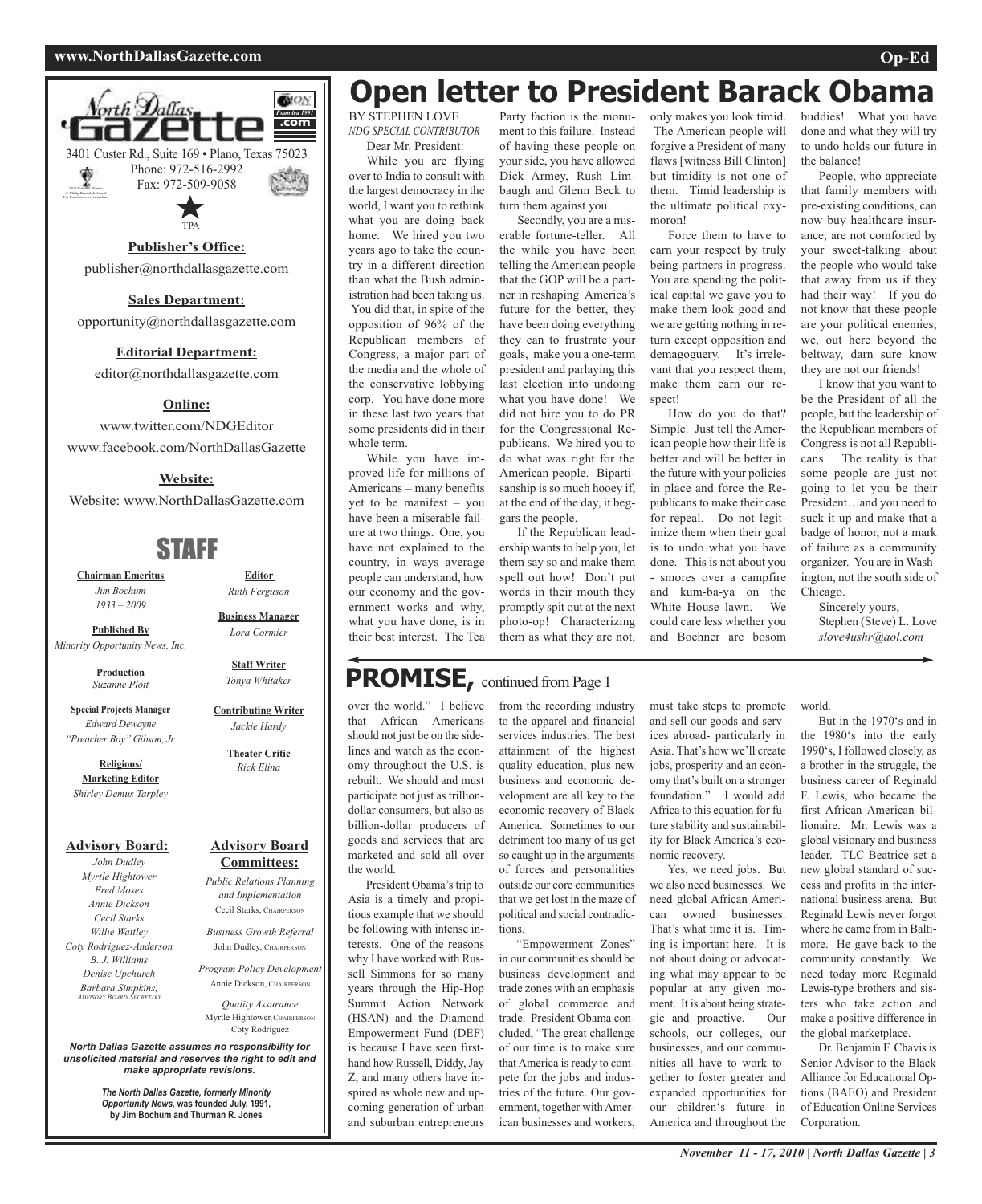# Open letter to President Barack Obama

BY STEPHEN LOVE
*NDG SPECIAL CONTRIBUTOR*

Dear Mr. President:

While you are flying over to India to consult with the largest democracy in the world, I want you to rethink what you are doing back home. We hired you two years ago to take the country in a different direction than what the Bush administration had been taking us. You did that, in spite of the opposition of 96% of the Republican members of Congress, a major part of the media and the whole of the conservative lobbying corp. You have done more in these last two years that some presidents did in their whole term.

While you have improved life for millions of Americans – many benefits yet to be manifest – you have been a miserable failure at two things. One, you have not explained to the country, in ways average people can understand, how our economy and the government works and why, what you have done, is in their best interest. The Tea Party faction is the monument to this failure. Instead of having these people on your side, you have allowed Dick Armey, Rush Limbaugh and Glenn Beck to turn them against you.

Secondly, you are a miserable fortune-teller. All the while you have been telling the American people that the GOP will be a partner in reshaping America's future for the better, they have been doing everything they can to frustrate your goals, make you a one-term president and parlaying this last election into undoing what you have done! We did not hire you to do PR for the Congressional Republicans. We hired you to do what was right for the American people. Bipartisanship is so much hooey if, at the end of the day, it beggars the people.

If the Republican leadership wants to help you, let them say so and make them spell out how! Don't put words in their mouth they promptly spit out at the next photo-op! Characterizing them as what they are not, only makes you look timid. The American people will forgive a President of many flaws [witness Bill Clinton] but timidity is not one of them. Timid leadership is the ultimate political oxymoron!

Force them to have to earn your respect by truly being partners in progress. You are spending the political capital we gave you to make them look good and we are getting nothing in return except opposition and demagoguery. It's irrelevant that you respect them; make them earn our respect!

How do you do that? Simple. Just tell the American people how their life is better and will be better in the future with your policies in place and force the Republicans to make their case for repeal. Do not legitimize them when their goal is to undo what you have done. This is not about you - smores over a campfire and kum-ba-ya on the White House lawn. We could care less whether you and Boehner are bosom buddies! What you have done and what they will try to undo holds our future in the balance!

People, who appreciate that family members with pre-existing conditions, can now buy healthcare insurance; are not comforted by your sweet-talking about the people who would take that away from us if they had their way! If you do not know that these people are your political enemies; we, out here beyond the beltway, darn sure know they are not our friends!

I know that you want to be the President of all the people, but the leadership of the Republican members of Congress is not all Republicans. The reality is that some people are just not going to let you be their President…and you need to suck it up and make that a badge of honor, not a mark of failure as a community organizer. You are in Washington, not the south side of Chicago.

Sincerely yours,
Stephen (Steve) L. Love
*slove4ushr@aol.com*

---

## PROMISE, continued from Page 1

over the world." I believe that African Americans should not just be on the sidelines and watch as the economy throughout the U.S. is rebuilt. We should and must participate not just as trillion-dollar consumers, but also as billion-dollar producers of goods and services that are marketed and sold all over the world.

President Obama's trip to Asia is a timely and propitious example that we should be following with intense interests. One of the reasons why I have worked with Russell Simmons for so many years through the Hip-Hop Summit Action Network (HSAN) and the Diamond Empowerment Fund (DEF) is because I have seen first-hand how Russell, Diddy, Jay Z, and many others have inspired as whole new and upcoming generation of urban and suburban entrepreneurs from the recording industry to the apparel and financial services industries. The best attainment of the highest quality education, plus new business and economic development are all key to the economic recovery of Black America. Sometimes to our detriment too many of us get so caught up in the arguments of forces and personalities outside our core communities that we get lost in the maze of political and social contradictions.

"Empowerment Zones" in our communities should be business development and trade zones with an emphasis of global commerce and trade. President Obama concluded, "The great challenge of our time is to make sure that America is ready to compete for the jobs and industries of the future. Our government, together with American businesses and workers, must take steps to promote and sell our goods and services abroad- particularly in Asia. That's how we'll create jobs, prosperity and an economy that's built on a stronger foundation." I would add Africa to this equation for future stability and sustainability for Black America's economic recovery.

Yes, we need jobs. But we also need businesses. We need global African American owned businesses. That's what time it is. Timing is important here. It is not about doing or advocating what may appear to be popular at any given moment. It is about being strategic and proactive. Our schools, our colleges, our businesses, and our communities all have to work together to foster greater and expanded opportunities for our children's future in America and throughout the world.

But in the 1970's and in the 1980's into the early 1990's, I followed closely, as a brother in the struggle, the business career of Reginald F. Lewis, who became the first African American billionaire. Mr. Lewis was a global visionary and business leader. TLC Beatrice set a new global standard of success and profits in the international business arena. But Reginald Lewis never forgot where he came from in Baltimore. He gave back to the community constantly. We need today more Reginald Lewis-type brothers and sisters who take action and make a positive difference in the global marketplace.

Dr. Benjamin F. Chavis is Senior Advisor to the Black Alliance for Educational Options (BAEO) and President of Education Online Services Corporation.

---

**North Dallas Gazette** — Founded 1991 — .com

3401 Custer Rd., Suite 169 • Plano, Texas 75023
Phone: 972-516-2992
Fax: 972-509-9058

**Publisher's Office:**
publisher@northdallasgazette.com

**Sales Department:**
opportunity@northdallasgazette.com

**Editorial Department:**
editor@northdallasgazette.com

**Online:**
www.twitter.com/NDGEditor
www.facebook.com/NorthDallasGazette

**Website:**
Website: www.NorthDallasGazette.com

## STAFF

**Chairman Emeritus**
*Jim Bochum*
*1933 – 2009*

**Published By**
*Minority Opportunity News, Inc.*

**Production**
*Suzanne Plott*

**Special Projects Manager**
*Edward Dewayne "Preacher Boy" Gibson, Jr.*

**Religious/ Marketing Editor**
*Shirley Demus Tarpley*

**Editor**
*Ruth Ferguson*

**Business Manager**
*Lora Cormier*

**Staff Writer**
*Tonya Whitaker*

**Contributing Writer**
*Jackie Hardy*

**Theater Critic**
*Rick Elina*

**Advisory Board:**
*John Dudley*
*Myrtle Hightower*
*Fred Moses*
*Annie Dickson*
*Cecil Starks*
*Willie Wattley*
*Coty Rodriguez-Anderson*
*B. J. Williams*
*Denise Upchurch*
*Barbara Simpkins, Advisory Board Secretary*

**Advisory Board Committees:**

*Public Relations Planning and Implementation*
Cecil Starks, CHAIRPERSON

*Business Growth Referral*
John Dudley, CHAIRPERSON

*Program Policy Development*
Annie Dickson, CHAIRPERSON

*Quality Assurance*
Myrtle Hightower, CHAIRPERSON
Coty Rodriguez

***North Dallas Gazette assumes no responsibility for unsolicited material and reserves the right to edit and make appropriate revisions.***

***The North Dallas Gazette, formerly Minority Opportunity News, was founded July, 1991, by Jim Bochum and Thurman R. Jones***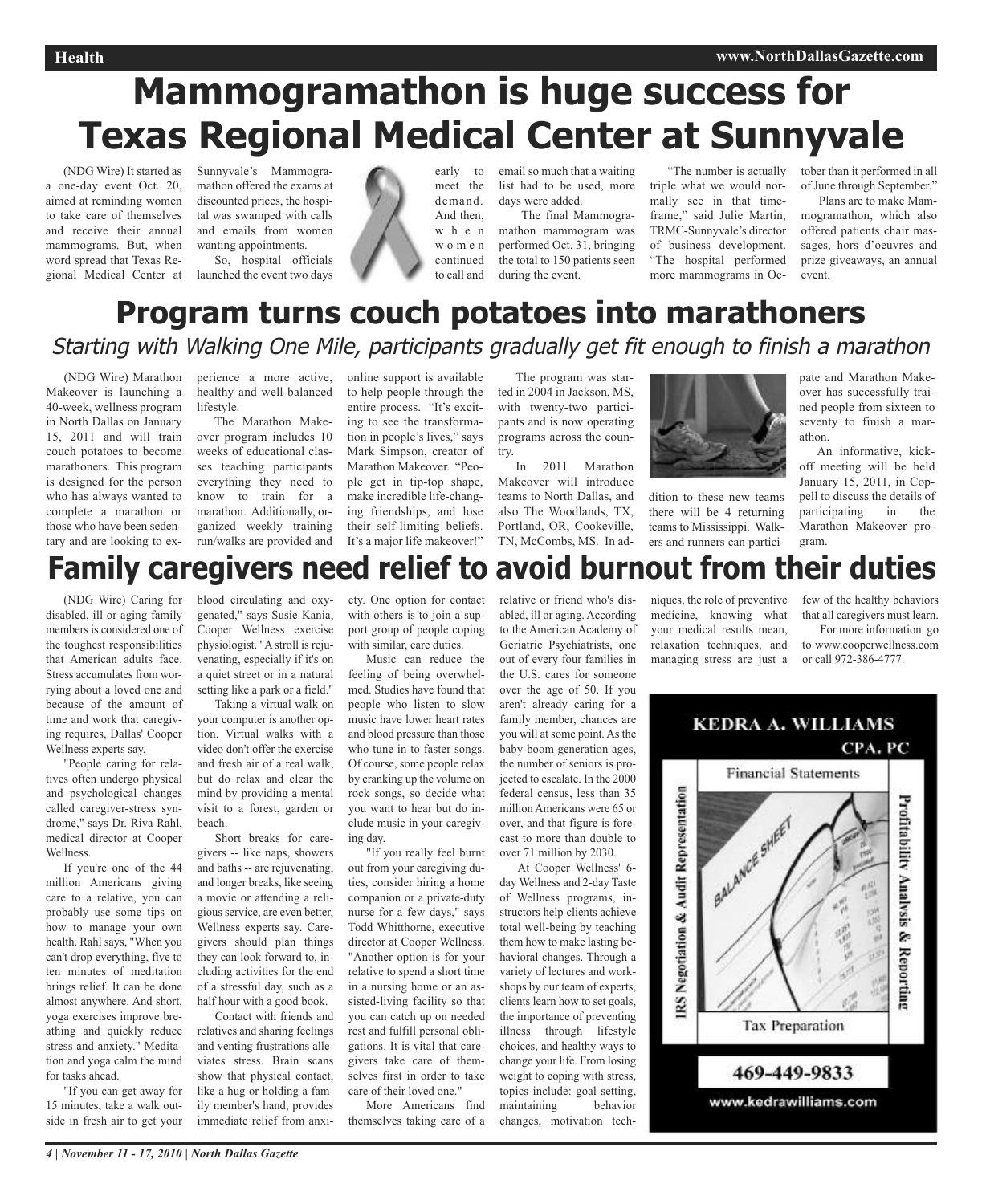# Mammogramathon is huge success for Texas Regional Medical Center at Sunnyvale

(NDG Wire) It started as a one-day event Oct. 20, aimed at reminding women to take care of themselves and receive their annual mammograms. But, when word spread that Texas Regional Medical Center at Sunnyvale's Mammogramathon offered the exams at discounted prices, the hospital was swamped with calls and emails from women wanting appointments.

So, hospital officials launched the event two days early to meet the demand. And then, when women continued to call and email so much that a waiting list had to be used, more days were added.

The final Mammogramathon mammogram was performed Oct. 31, bringing the total to 150 patients seen during the event.

"The number is actually triple what we would normally see in that timeframe," said Julie Martin, TRMC-Sunnyvale's director of business development. "The hospital performed more mammograms in October than it performed in all of June through September."

Plans are to make Mammogramathon, which also offered patients chair massages, hors d'oeuvres and prize giveaways, an annual event.

# Program turns couch potatoes into marathoners

*Starting with Walking One Mile, participants gradually get fit enough to finish a marathon*

(NDG Wire) Marathon Makeover is launching a 40-week, wellness program in North Dallas on January 15, 2011 and will train couch potatoes to become marathoners. This program is designed for the person who has always wanted to complete a marathon or those who have been sedentary and are looking to experience a more active, healthy and well-balanced lifestyle.

The Marathon Makeover program includes 10 weeks of educational classes teaching participants everything they need to know to train for a marathon. Additionally, organized weekly training run/walks are provided and online support is available to help people through the entire process. "It's exciting to see the transformation in people's lives," says Mark Simpson, creator of Marathon Makeover. "People get in tip-top shape, make incredible life-changing friendships, and lose their self-limiting beliefs. It's a major life makeover!"

The program was started in 2004 in Jackson, MS, with twenty-two participants and is now operating programs across the country.

In 2011 Marathon Makeover will introduce teams to North Dallas, and also The Woodlands, TX, Portland, OR, Cookeville, TN, McCombs, MS. In addition to these new teams there will be 4 returning teams to Mississippi. Walkers and runners can participate and Marathon Makeover has successfully trained people from sixteen to seventy to finish a marathon.

An informative, kick-off meeting will be held January 15, 2011, in Coppell to discuss the details of participating in the Marathon Makeover program.

# Family caregivers need relief to avoid burnout from their duties

(NDG Wire) Caring for disabled, ill or aging family members is considered one of the toughest responsibilities that American adults face. Stress accumulates from worrying about a loved one and because of the amount of time and work that caregiving requires, Dallas' Cooper Wellness experts say.

"People caring for relatives often undergo physical and psychological changes called caregiver-stress syndrome," says Dr. Riva Rahl, medical director at Cooper Wellness.

If you're one of the 44 million Americans giving care to a relative, you can probably use some tips on how to manage your own health. Rahl says, "When you can't drop everything, five to ten minutes of meditation brings relief. It can be done almost anywhere. And short, yoga exercises improve breathing and quickly reduce stress and anxiety." Meditation and yoga calm the mind for tasks ahead.

"If you can get away for 15 minutes, take a walk outside in fresh air to get your blood circulating and oxygenated," says Susie Kania, Cooper Wellness exercise physiologist. "A stroll is rejuvenating, especially if it's on a quiet street or in a natural setting like a park or a field."

Taking a virtual walk on your computer is another option. Virtual walks with a video don't offer the exercise and fresh air of a real walk, but do relax and clear the mind by providing a mental visit to a forest, garden or beach.

Short breaks for caregivers -- like naps, showers and baths -- are rejuvenating, and longer breaks, like seeing a movie or attending a religious service, are even better, Wellness experts say. Caregivers should plan things they can look forward to, including activities for the end of a stressful day, such as a half hour with a good book.

Contact with friends and relatives and sharing feelings and venting frustrations alleviates stress. Brain scans show that physical contact, like a hug or holding a family member's hand, provides immediate relief from anxiety. One option for contact with others is to join a support group of people coping with similar, care duties.

Music can reduce the feeling of being overwhelmed. Studies have found that people who listen to slow music have lower heart rates and blood pressure than those who tune in to faster songs. Of course, some people relax by cranking up the volume on rock songs, so decide what you want to hear but do include music in your caregiving day.

"If you really feel burnt out from your caregiving duties, consider hiring a home companion or a private-duty nurse for a few days," says Todd Whitthorne, executive director at Cooper Wellness. "Another option is for your relative to spend a short time in a nursing home or an assisted-living facility so that you can catch up on needed rest and fulfill personal obligations. It is vital that caregivers take care of themselves first in order to take care of their loved one."

More Americans find themselves taking care of a relative or friend who's disabled, ill or aging. According to the American Academy of Geriatric Psychiatrists, one out of every four families in the U.S. cares for someone over the age of 50. If you aren't already caring for a family member, chances are you will at some point. As the baby-boom generation ages, the number of seniors is projected to escalate. In the 2000 federal census, less than 35 million Americans were 65 or over, and that figure is forecast to more than double to over 71 million by 2030.

At Cooper Wellness' 6-day Wellness and 2-day Taste of Wellness programs, instructors help clients achieve total well-being by teaching them how to make lasting behavioral changes. Through a variety of lectures and workshops by our team of experts, clients learn how to set goals, the importance of preventing illness through lifestyle choices, and healthy ways to change your life. From losing weight to coping with stress, topics include: goal setting, maintaining behavior changes, motivation techniques, the role of preventive medicine, knowing what your medical results mean, relaxation techniques, and managing stress are just a few of the healthy behaviors that all caregivers must learn.

For more information go to www.cooperwellness.com or call 972-386-4777.

**KEDRA A. WILLIAMS**
**CPA, PC**

Financial Statements

IRS Negotiation & Audit Representation

Profitability Analysis & Reporting

Tax Preparation

469-449-9833

www.kedrawilliams.com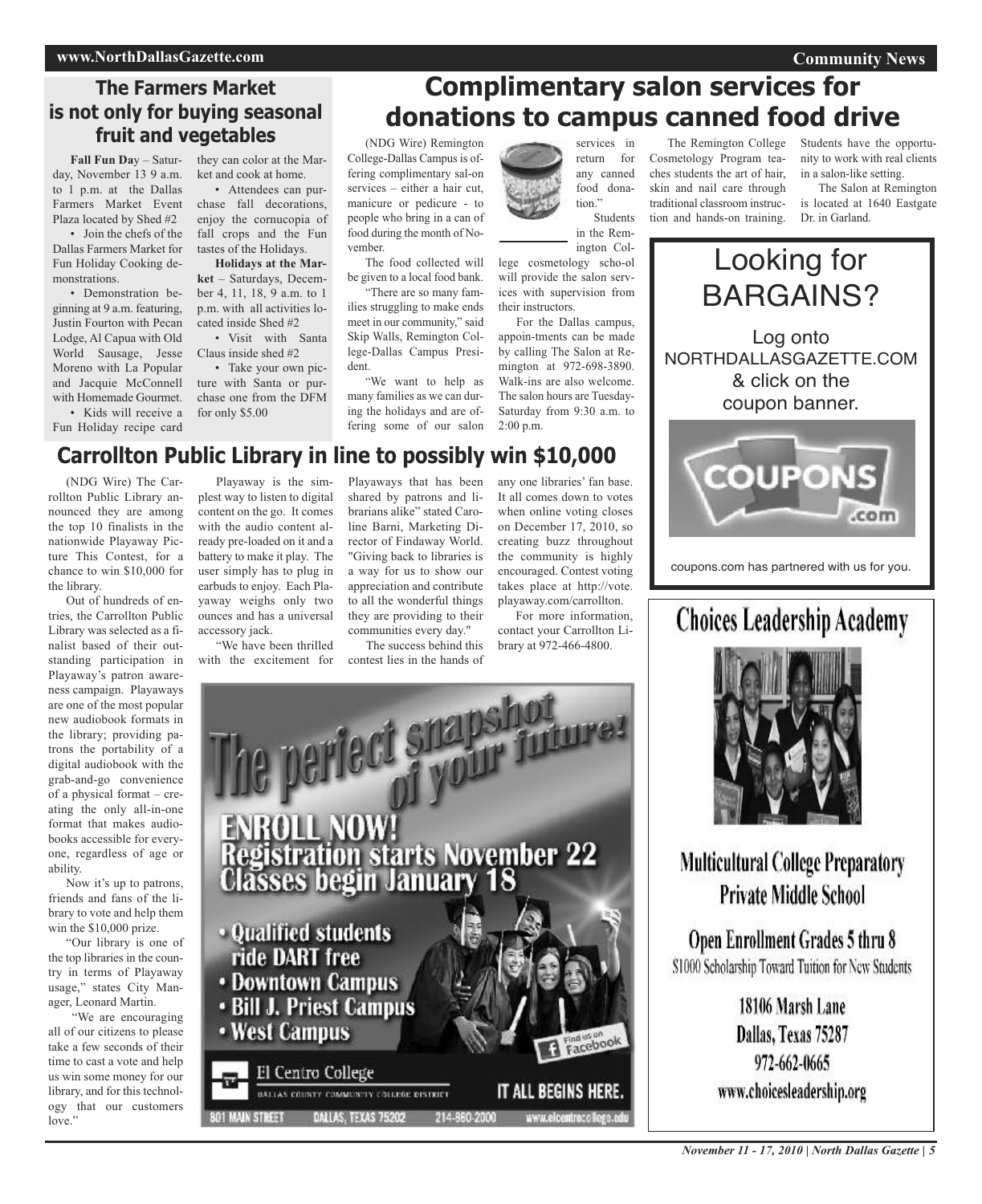## The Farmers Market is not only for buying seasonal fruit and vegetables

**Fall Fun Day** – Saturday, November 13 9 a.m. to 1 p.m. at the Dallas Farmers Market Event Plaza located by Shed #2

- Join the chefs of the Dallas Farmers Market for Fun Holiday Cooking demonstrations.
- Demonstration beginning at 9 a.m. featuring, Justin Fourton with Pecan Lodge, Al Capua with Old World Sausage, Jesse Moreno with La Popular and Jacquie McConnell with Homemade Gourmet.
- Kids will receive a Fun Holiday recipe card they can color at the Market and cook at home.
- Attendees can purchase fall decorations, enjoy the cornucopia of fall crops and the Fun tastes of the Holidays.

**Holidays at the Market** – Saturdays, December 4, 11, 18, 9 a.m. to 1 p.m. with all activities located inside Shed #2

- Visit with Santa Claus inside shed #2
- Take your own picture with Santa or purchase one from the DFM for only $5.00

# Complimentary salon services for donations to campus canned food drive

(NDG Wire) Remington College-Dallas Campus is offering complimentary salon services – either a hair cut, manicure or pedicure - to people who bring in a can of food during the month of November.

The food collected will be given to a local food bank.

"There are so many families struggling to make ends meet in our community," said Skip Walls, Remington College-Dallas Campus President.

"We want to help as many families as we can during the holidays and are offering some of our salon services in return for any canned food donation."

Students in the Remington College cosmetology school will provide the salon services with supervision from their instructors.

For the Dallas campus, appointments can be made by calling The Salon at Remington at 972-698-3890. Walk-ins are also welcome. The salon hours are Tuesday-Saturday from 9:30 a.m. to 2:00 p.m.

The Remington College Cosmetology Program teaches students the art of hair, skin and nail care through traditional classroom instruction and hands-on training. Students have the opportunity to work with real clients in a salon-like setting.

The Salon at Remington is located at 1640 Eastgate Dr. in Garland.

## Carrollton Public Library in line to possibly win $10,000

(NDG Wire) The Carrollton Public Library announced they are among the top 10 finalists in the nationwide Playaway Picture This Contest, for a chance to win $10,000 for the library.

Out of hundreds of entries, the Carrollton Public Library was selected as a finalist based of their outstanding participation in Playaway's patron awareness campaign. Playaways are one of the most popular new audiobook formats in the library; providing patrons the portability of a digital audiobook with the grab-and-go convenience of a physical format – creating the only all-in-one format that makes audiobooks accessible for everyone, regardless of age or ability.

Now it's up to patrons, friends and fans of the library to vote and help them win the $10,000 prize.

"Our library is one of the top libraries in the country in terms of Playaway usage," states City Manager, Leonard Martin.

"We are encouraging all of our citizens to please take a few seconds of their time to cast a vote and help us win some money for our library, and for this technology that our customers love."

Playaway is the simplest way to listen to digital content on the go. It comes with the audio content already pre-loaded on it and a battery to make it play. The user simply has to plug in earbuds to enjoy. Each Playaway weighs only two ounces and has a universal accessory jack.

"We have been thrilled with the excitement for Playaways that has been shared by patrons and librarians alike" stated Caroline Barni, Marketing Director of Findaway World. "Giving back to libraries is a way for us to show our appreciation and contribute to all the wonderful things they are providing to their communities every day."

The success behind this contest lies in the hands of any one libraries' fan base. It all comes down to votes when online voting closes on December 17, 2010, so creating buzz throughout the community is highly encouraged. Contest voting takes place at http://vote.playaway.com/carrollton.

For more information, contact your Carrollton Library at 972-466-4800.

---

Looking for BARGAINS?

Log onto NORTHDALLASGAZETTE.COM & click on the coupon banner.

coupons.com has partnered with us for you.

---

The perfect snapshot of your future!

ENROLL NOW!
Registration starts November 22
Classes begin January 18

- Qualified students ride DART free
- Downtown Campus
- Bill J. Priest Campus
- West Campus

El Centro College — Dallas County Community College District

IT ALL BEGINS HERE.

801 Main Street | Dallas, Texas 75202 | 214-860-2000 | www.elcentrocollege.edu

---

**Choices Leadership Academy**

Multicultural College Preparatory Private Middle School

Open Enrollment Grades 5 thru 8

$1000 Scholarship Toward Tuition for New Students

18106 Marsh Lane
Dallas, Texas 75287
972-662-0665
www.choicesleadership.org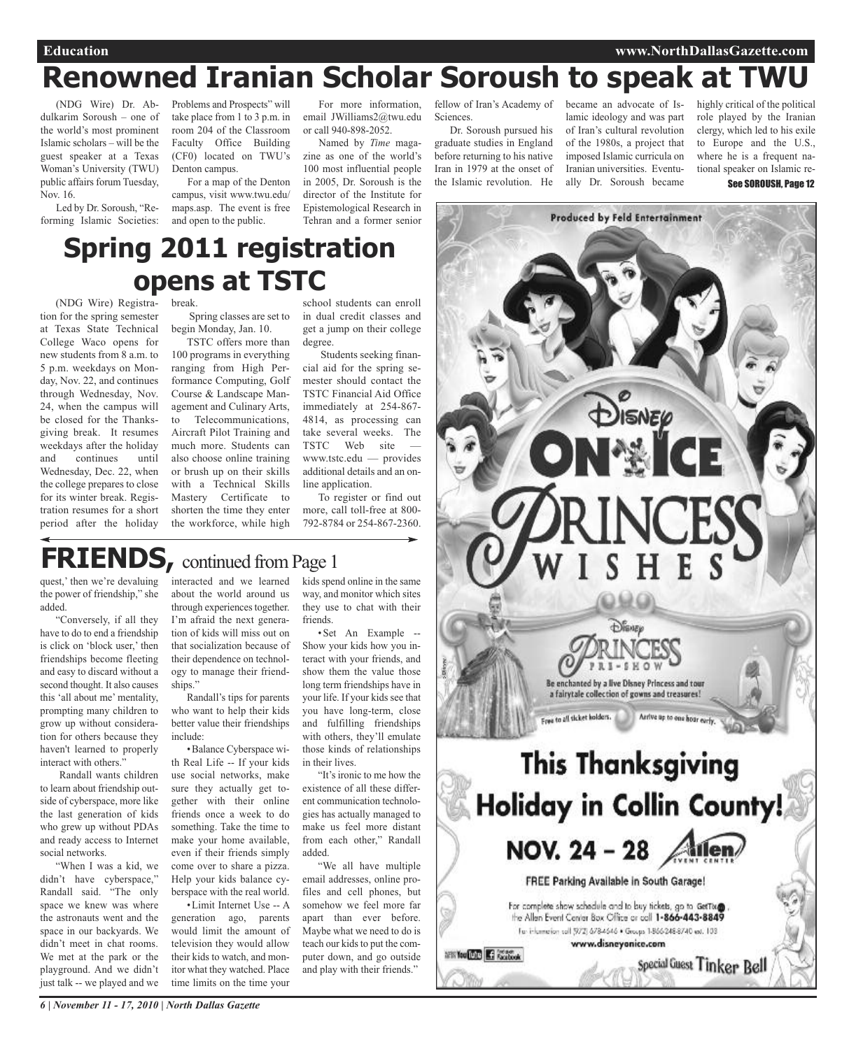# Renowned Iranian Scholar Soroush to speak at TWU

(NDG Wire) Dr. Abdulkarim Soroush – one of the world's most prominent Islamic scholars – will be the guest speaker at a Texas Woman's University (TWU) public affairs forum Tuesday, Nov. 16.

Led by Dr. Soroush, "Reforming Islamic Societies: Problems and Prospects" will take place from 1 to 3 p.m. in room 204 of the Classroom Faculty Office Building (CF0) located on TWU's Denton campus.

For a map of the Denton campus, visit www.twu.edu/maps.asp. The event is free and open to the public.

For more information, email JWilliams2@twu.edu or call 940-898-2052.

Named by *Time* magazine as one of the world's 100 most influential people in 2005, Dr. Soroush is the director of the Institute for Epistemological Research in Tehran and a former senior fellow of Iran's Academy of Sciences.

Dr. Soroush pursued his graduate studies in England before returning to his native Iran in 1979 at the onset of the Islamic revolution. He became an advocate of Islamic ideology and was part of Iran's cultural revolution of the 1980s, a project that imposed Islamic curricula on Iranian universities. Eventually Dr. Soroush became highly critical of the political role played by the Iranian clergy, which led to his exile to Europe and the U.S., where he is a frequent national speaker on Islamic re-

**See SOROUSH, Page 12**

# Spring 2011 registration opens at TSTC

(NDG Wire) Registration for the spring semester at Texas State Technical College Waco opens for new students from 8 a.m. to 5 p.m. weekdays on Monday, Nov. 22, and continues through Wednesday, Nov. 24, when the campus will be closed for the Thanksgiving break. It resumes weekdays after the holiday and continues until Wednesday, Dec. 22, when the college prepares to close for its winter break. Registration resumes for a short period after the holiday break.

Spring classes are set to begin Monday, Jan. 10.

TSTC offers more than 100 programs in everything ranging from High Performance Computing, Golf Course & Landscape Management and Culinary Arts, to Telecommunications, Aircraft Pilot Training and much more. Students can also choose online training or brush up on their skills with a Technical Skills Mastery Certificate to shorten the time they enter the workforce, while high school students can enroll in dual credit classes and get a jump on their college degree.

Students seeking financial aid for the spring semester should contact the TSTC Financial Aid Office immediately at 254-867-4814, as processing can take several weeks. The TSTC Web site — www.tstc.edu — provides additional details and an online application.

To register or find out more, call toll-free at 800-792-8784 or 254-867-2360.

# FRIENDS, continued from Page 1

quest,' then we're devaluing the power of friendship," she added.

"Conversely, if all they have to do to end a friendship is click on 'block user,' then friendships become fleeting and easy to discard without a second thought. It also causes this 'all about me' mentality, prompting many children to grow up without consideration for others because they haven't learned to properly interact with others."

Randall wants children to learn about friendship outside of cyberspace, more like the last generation of kids who grew up without PDAs and ready access to Internet social networks.

"When I was a kid, we didn't have cyberspace," Randall said. "The only space we knew was where the astronauts went and the space in our backyards. We didn't meet in chat rooms. We met at the park or the playground. And we didn't just talk -- we played and we interacted and we learned about the world around us through experiences together. I'm afraid the next generation of kids will miss out on that socialization because of their dependence on technology to manage their friendships."

Randall's tips for parents who want to help their kids better value their friendships include:

- Balance Cyberspace with Real Life -- If your kids use social networks, make sure they actually get together with their online friends once a week to do something. Take the time to make your home available, even if their friends simply come over to share a pizza. Help your kids balance cyberspace with the real world.
- Limit Internet Use -- A generation ago, parents would limit the amount of television they would allow their kids to watch, and monitor what they watched. Place time limits on the time your kids spend online in the same way, and monitor which sites they use to chat with their friends.
- Set An Example -- Show your kids how you interact with your friends, and show them the value those long term friendships have in your life. If your kids see that you have long-term, close and fulfilling friendships with others, they'll emulate those kinds of relationships in their lives.

"It's ironic to me how the existence of all these different communication technologies has actually managed to make us feel more distant from each other," Randall added.

"We all have multiple email addresses, online profiles and cell phones, but somehow we feel more far apart than ever before. Maybe what we need to do is teach our kids to put the computer down, and go outside and play with their friends."

Produced by Feld Entertainment

Disney On Ice
Princess Wishes

Disney Princess Pre-Show
Be enchanted by a live Disney Princess and tour a fairytale collection of gowns and treasures!
Free to all ticket holders. Arrive up to one hour early.

This Thanksgiving Holiday in Collin County!

NOV. 24 – 28 Allen Event Center

FREE Parking Available in South Garage!

For complete show schedule and to buy tickets, go to GetTix, the Allen Event Center Box Office or call 1-866-443-8849
For information call (972) 678-4646 • Groups 1-866-248-8740 ext. 103
www.disneyonice.com

Special Guest Tinker Bell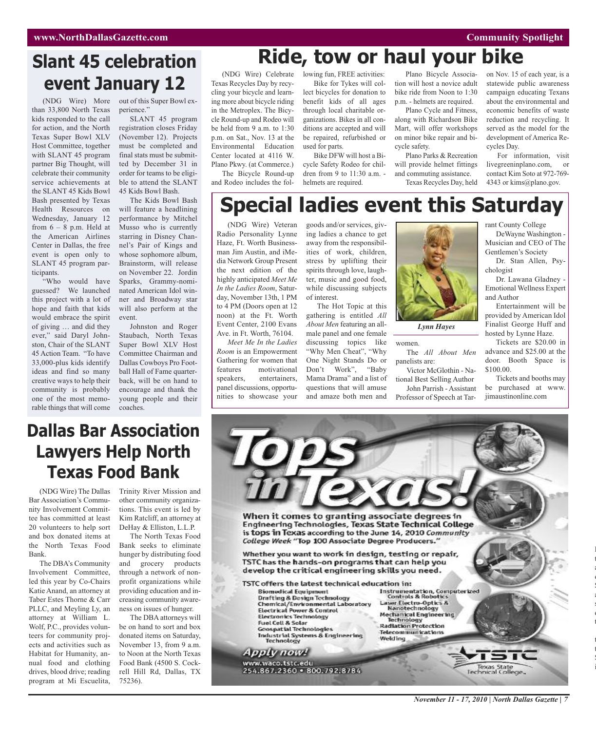# Slant 45 celebration event January 12

(NDG Wire) More than 33,800 North Texas kids responded to the call for action, and the North Texas Super Bowl XLV Host Committee, together with SLANT 45 program partner Big Thought, will celebrate their community service achievements at the SLANT 45 Kids Bowl Bash presented by Texas Health Resources on Wednesday, January 12 from 6 – 8 p.m. Held at the American Airlines Center in Dallas, the free event is open only to SLANT 45 program participants.

"Who would have guessed? We launched this project with a lot of hope and faith that kids would embrace the spirit of giving … and did they ever," said Daryl Johnston, Chair of the SLANT 45 Action Team. "To have 33,000-plus kids identify ideas and find so many creative ways to help their community is probably one of the most memorable things that will come out of this Super Bowl experience."

SLANT 45 program registration closes Friday (November 12). Projects must be completed and final stats must be submitted by December 31 in order for teams to be eligible to attend the SLANT 45 Kids Bowl Bash.

The Kids Bowl Bash will feature a headlining performance by Mitchel Musso who is currently starring in Disney Channel's Pair of Kings and whose sophomore album, Brainstorm, will release on November 22. Jordin Sparks, Grammy-nominated American Idol winner and Broadway star will also perform at the event.

Johnston and Roger Staubach, North Texas Super Bowl XLV Host Committee Chairman and Dallas Cowboys Pro Football Hall of Fame quarterback, will be on hand to encourage and thank the young people and their coaches.

# Ride, tow or haul your bike

(NDG Wire) Celebrate Texas Recycles Day by recycling your bicycle and learning more about bicycle riding in the Metroplex. The Bicycle Round-up and Rodeo will be held from 9 a.m. to 1:30 p.m. on Sat., Nov. 13 at the Environmental Education Center located at 4116 W. Plano Pkwy. (at Commerce.)

The Bicycle Round-up and Rodeo includes the following fun, FREE activities:

Bike for Tykes will collect bicycles for donation to benefit kids of all ages through local charitable organizations. Bikes in all conditions are accepted and will be repaired, refurbished or used for parts.

Bike DFW will host a Bicycle Safety Rodeo for children from 9 to 11:30 a.m. - helmets are required.

Plano Bicycle Association will host a novice adult bike ride from Noon to 1:30 p.m. - helmets are required.

Plano Cycle and Fitness, along with Richardson Bike Mart, will offer workshops on minor bike repair and bicycle safety.

Plano Parks & Recreation will provide helmet fittings and commuting assistance.

Texas Recycles Day, held on Nov. 15 of each year, is a statewide public awareness campaign educating Texans about the environmental and economic benefits of waste reduction and recycling. It served as the model for the development of America Recycles Day.

For information, visit livegreeninplano.com, or contact Kim Soto at 972-769-4343 or kims@plano.gov.

# Special ladies event this Saturday

(NDG Wire) Veteran Radio Personality Lynne Haze, Ft. Worth Businessman Jim Austin, and iMedia Network Group Present the next edition of the highly anticipated *Meet Me In the Ladies Room*, Saturday, November 13th, 1 PM to 4 PM (Doors open at 12 noon) at the Ft. Worth Event Center, 2100 Evans Ave. in Ft. Worth, 76104.

*Meet Me In the Ladies Room* is an Empowerment Gathering for women that features motivational speakers, entertainers, panel discussions, opportunities to showcase your goods and/or services, giving ladies a chance to get away from the responsibilities of work, children, stress by uplifting their spirits through love, laughter, music and good food, while discussing subjects of interest.

The Hot Topic at this gathering is entitled *All About Men* featuring an all-male panel and one female discussing topics like "Why Men Cheat", "Why One Night Stands Do or Don't Work", "Baby Mama Drama" and a list of questions that will amuse and amaze both men and women.

*Lynn Hayes*

The *All About Men* panelists are:

Victor McGlothin - National Best Selling Author

John Parrish - Assistant Professor of Speech at Tarrant County College

DeWayne Washington - Musician and CEO of The Gentlemen's Society

Dr. Stan Allen, Psychologist

Dr. Lawana Gladney - Emotional Wellness Expert and Author

Entertainment will be provided by American Idol Finalist George Huff and hosted by Lynne Haze.

Tickets are $20.00 in advance and $25.00 at the door. Booth Space is $100.00.

Tickets and booths may be purchased at www.jimaustinonline.com

# Dallas Bar Association Lawyers Help North Texas Food Bank

(NDG Wire) The Dallas Bar Association's Community Involvement Committee has committed at least 20 volunteers to help sort and box donated items at the North Texas Food Bank.

The DBA's Community Involvement Committee, led this year by Co-Chairs Katie Anand, an attorney at Taber Estes Thorne & Carr PLLC, and Meyling Ly, an attorney at William L. Wolf, P.C., provides volunteers for community projects and activities such as Habitat for Humanity, annual food and clothing drives, blood drive; reading program at Mi Escuelita, Trinity River Mission and other community organizations. This event is led by Kim Ratcliff, an attorney at DeHay & Elliston, L.L.P.

The North Texas Food Bank seeks to eliminate hunger by distributing food and grocery products through a network of nonprofit organizations while providing education and increasing community awareness on issues of hunger.

The DBA attorneys will be on hand to sort and box donated items on Saturday, November 13, from 9 a.m. to Noon at the North Texas Food Bank (4500 S. Cockrell Hill Rd, Dallas, TX 75236).

# Tops in Texas!

When it comes to granting associate degrees in Engineering Technologies, Texas State Technical College is tops in Texas according to the June 14, 2010 *Community College Week* "Top 100 Associate Degree Producers."

Whether you want to work in design, testing or repair, TSTC has the hands-on programs that can help you develop the critical engineering skills you need.

TSTC offers the latest technical education in:

- Biomedical Equipment
- Drafting & Design Technology
- Chemical/Environmental Laboratory
- Electrical Power & Control
- Electronics Technology
- Fuel Cell & Solar
- Geospatial Technologies
- Industrial Systems & Engineering Technology
- Instrumentation, Computerized Controls & Robotics
- Laser Electro-Optics & Nanotechnology
- Mechanical Engineering Technology
- Radiation Protection
- Telecommunications
- Welding

**Apply now!**

www.waco.tstc.edu
254.867.2360 • 800.792.8784

TSTC Texas State Technical College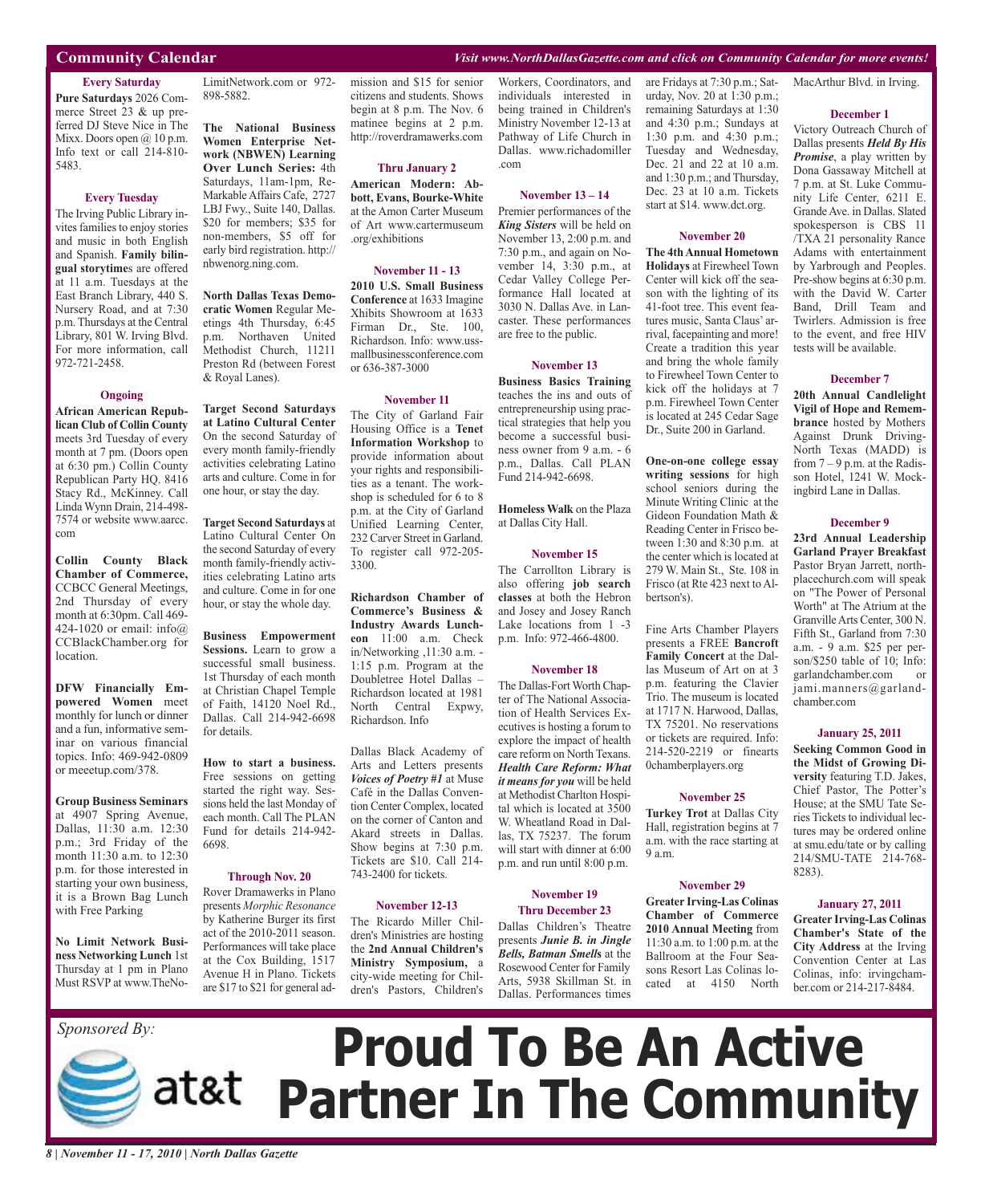## Community Calendar

*Visit www.NorthDallasGazette.com and click on Community Calendar for more events!*

### Every Saturday

**Pure Saturdays** 2026 Commerce Street 23 & up preferred DJ Steve Nice in The Mixx. Doors open @ 10 p.m. Info text or call 214-810-5483.

### Every Tuesday

The Irving Public Library invites families to enjoy stories and music in both English and Spanish. **Family bilingual storytime**s are offered at 11 a.m. Tuesdays at the East Branch Library, 440 S. Nursery Road, and at 7:30 p.m. Thursdays at the Central Library, 801 W. Irving Blvd. For more information, call 972-721-2458.

### Ongoing

**African American Republican Club of Collin County** meets 3rd Tuesday of every month at 7 pm. (Doors open at 6:30 pm.) Collin County Republican Party HQ. 8416 Stacy Rd., McKinney. Call Linda Wynn Drain, 214-498-7574 or website www.aarcc.com

**Collin County Black Chamber of Commerce,** CCBCC General Meetings, 2nd Thursday of every month at 6:30pm. Call 469-424-1020 or email: info@CCBlackChamber.org for location.

**DFW Financially Empowered Women** meet monthly for lunch or dinner and a fun, informative seminar on various financial topics. Info: 469-942-0809 or meeetup.com/378.

**Group Business Seminars** at 4907 Spring Avenue, Dallas, 11:30 a.m. 12:30 p.m.; 3rd Friday of the month 11:30 a.m. to 12:30 p.m. for those interested in starting your own business, it is a Brown Bag Lunch with Free Parking

**No Limit Network Business Networking Lunch** 1st Thursday at 1 pm in Plano Must RSVP at www.TheNoLimitNetwork.com or 972-898-5882.

**The National Business Women Enterprise Network (NBWEN) Learning Over Lunch Series:** 4th Saturdays, 11am-1pm, ReMarkable Affairs Cafe, 2727 LBJ Fwy., Suite 140, Dallas. $20 for members; $35 for non-members, $5 off for early bird registration. http://nbwenorg.ning.com.

**North Dallas Texas Democratic Women** Regular Meetings 4th Thursday, 6:45 p.m. Northaven United Methodist Church, 11211 Preston Rd (between Forest & Royal Lanes).

**Target Second Saturdays at Latino Cultural Center** On the second Saturday of every month family-friendly activities celebrating Latino arts and culture. Come in for one hour, or stay the day.

**Target Second Saturdays** at Latino Cultural Center On the second Saturday of every month family-friendly activities celebrating Latino arts and culture. Come in for one hour, or stay the whole day.

**Business Empowerment Sessions.** Learn to grow a successful small business. 1st Thursday of each month at Christian Chapel Temple of Faith, 14120 Noel Rd., Dallas. Call 214-942-6698 for details.

**How to start a business.** Free sessions on getting started the right way. Sessions held the last Monday of each month. Call The PLAN Fund for details 214-942-6698.

### Through Nov. 20

Rover Dramawerks in Plano presents *Morphic Resonance* by Katherine Burger its first act of the 2010-2011 season. Performances will take place at the Cox Building, 1517 Avenue H in Plano. Tickets are $17 to $21 for general admission and $15 for senior citizens and students. Shows begin at 8 p.m. The Nov. 6 matinee begins at 2 p.m. http://roverdramawerks.com

### Thru January 2

**American Modern: Abbott, Evans, Bourke-White** at the Amon Carter Museum of Art www.cartermuseum.org/exhibitions

### November 11 - 13

**2010 U.S. Small Business Conference** at 1633 Imagine Xhibits Showroom at 1633 Firman Dr., Ste. 100, Richardson. Info: www.ussmallbusinessconference.com or 636-387-3000

### November 11

The City of Garland Fair Housing Office is a **Tenet Information Workshop** to provide information about your rights and responsibilities as a tenant. The workshop is scheduled for 6 to 8 p.m. at the City of Garland Unified Learning Center, 232 Carver Street in Garland. To register call 972-205-3300.

**Richardson Chamber of Commerce's Business & Industry Awards Luncheon** 11:00 a.m. Check in/Networking ,11:30 a.m. - 1:15 p.m. Program at the Doubletree Hotel Dallas – Richardson located at 1981 North Central Expwy, Richardson. Info

Dallas Black Academy of Arts and Letters presents ***Voices of Poetry #1*** at Muse Café in the Dallas Convention Center Complex, located on the corner of Canton and Akard streets in Dallas. Show begins at 7:30 p.m. Tickets are $10. Call 214-743-2400 for tickets.

### November 12-13

The Ricardo Miller Children's Ministries are hosting the **2nd Annual Children's Ministry Symposium,** a city-wide meeting for Children's Pastors, Children's Workers, Coordinators, and individuals interested in being trained in Children's Ministry November 12-13 at Pathway of Life Church in Dallas. www.richadomiller.com

### November 13 – 14

Premier performances of the ***King Sisters*** will be held on November 13, 2:00 p.m. and 7:30 p.m., and again on November 14, 3:30 p.m., at Cedar Valley College Performance Hall located at 3030 N. Dallas Ave. in Lancaster. These performances are free to the public.

### November 13

**Business Basics Training** teaches the ins and outs of entrepreneurship using practical strategies that help you become a successful business owner from 9 a.m. - 6 p.m., Dallas. Call PLAN Fund 214-942-6698.

**Homeless Walk** on the Plaza at Dallas City Hall.

### November 15

The Carrollton Library is also offering **job search classes** at both the Hebron and Josey and Josey Ranch Lake locations from 1 -3 p.m. Info: 972-466-4800.

### November 18

The Dallas-Fort Worth Chapter of The National Association of Health Services Executives is hosting a forum to explore the impact of health care reform on North Texans. ***Health Care Reform: What it means for you*** will be held at Methodist Charlton Hospital which is located at 3500 W. Wheatland Road in Dallas, TX 75237. The forum will start with dinner at 6:00 p.m. and run until 8:00 p.m.

### November 19 Thru December 23

Dallas Children's Theatre presents ***Junie B. in Jingle Bells, Batman Smells*** at the Rosewood Center for Family Arts, 5938 Skillman St. in Dallas. Performances times are Fridays at 7:30 p.m.; Saturday, Nov. 20 at 1:30 p.m.; remaining Saturdays at 1:30 and 4:30 p.m.; Sundays at 1:30 p.m. and 4:30 p.m.; Tuesday and Wednesday, Dec. 21 and 22 at 10 a.m. and 1:30 p.m.; and Thursday, Dec. 23 at 10 a.m. Tickets start at $14. www.dct.org.

### November 20

**The 4th Annual Hometown Holidays** at Firewheel Town Center will kick off the season with the lighting of its 41-foot tree. This event features music, Santa Claus' arrival, facepainting and more! Create a tradition this year and bring the whole family to Firewheel Town Center to kick off the holidays at 7 p.m. Firewheel Town Center is located at 245 Cedar Sage Dr., Suite 200 in Garland.

**One-on-one college essay writing sessions** for high school seniors during the Minute Writing Clinic at the Gideon Foundation Math & Reading Center in Frisco between 1:30 and 8:30 p.m. at the center which is located at 279 W. Main St., Ste. 108 in Frisco (at Rte 423 next to Albertson's).

Fine Arts Chamber Players presents a FREE **Bancroft Family Concert** at the Dallas Museum of Art on at 3 p.m. featuring the Clavier Trio. The museum is located at 1717 N. Harwood, Dallas, TX 75201. No reservations or tickets are required. Info: 214-520-2219 or finearts0chamberplayers.org

### November 25

**Turkey Trot** at Dallas City Hall, registration begins at 7 a.m. with the race starting at 9 a.m.

### November 29

**Greater Irving-Las Colinas Chamber of Commerce 2010 Annual Meeting** from 11:30 a.m. to 1:00 p.m. at the Ballroom at the Four Seasons Resort Las Colinas located at 4150 North MacArthur Blvd. in Irving.

### December 1

Victory Outreach Church of Dallas presents ***Held By His Promise***, a play written by Dona Gassaway Mitchell at 7 p.m. at St. Luke Community Life Center, 6211 E. Grande Ave. in Dallas. Slated spokesperson is CBS 11 /TXA 21 personality Rance Adams with entertainment by Yarbrough and Peoples. Pre-show begins at 6:30 p.m. with the David W. Carter Band, Drill Team and Twirlers. Admission is free to the event, and free HIV tests will be available.

### December 7

**20th Annual Candlelight Vigil of Hope and Remembrance** hosted by Mothers Against Drunk Driving-North Texas (MADD) is from 7 – 9 p.m. at the Radisson Hotel, 1241 W. Mockingbird Lane in Dallas.

### December 9

**23rd Annual Leadership Garland Prayer Breakfast** Pastor Bryan Jarrett, northplacechurch.com will speak on "The Power of Personal Worth" at The Atrium at the Granville Arts Center, 300 N. Fifth St., Garland from 7:30 a.m. - 9 a.m. $25 per person/$250 table of 10; Info: garlandchamber.com or jami.manners@garlandchamber.com

### January 25, 2011

**Seeking Common Good in the Midst of Growing Diversity** featuring T.D. Jakes, Chief Pastor, The Potter's House; at the SMU Tate Series Tickets to individual lectures may be ordered online at smu.edu/tate or by calling 214/SMU-TATE 214-768-8283).

### January 27, 2011

**Greater Irving-Las Colinas Chamber's State of the City Address** at the Irving Convention Center at Las Colinas, info: irvingchamber.com or 214-217-8484.

*Sponsored By:*

at&t

# Proud To Be An Active Partner In The Community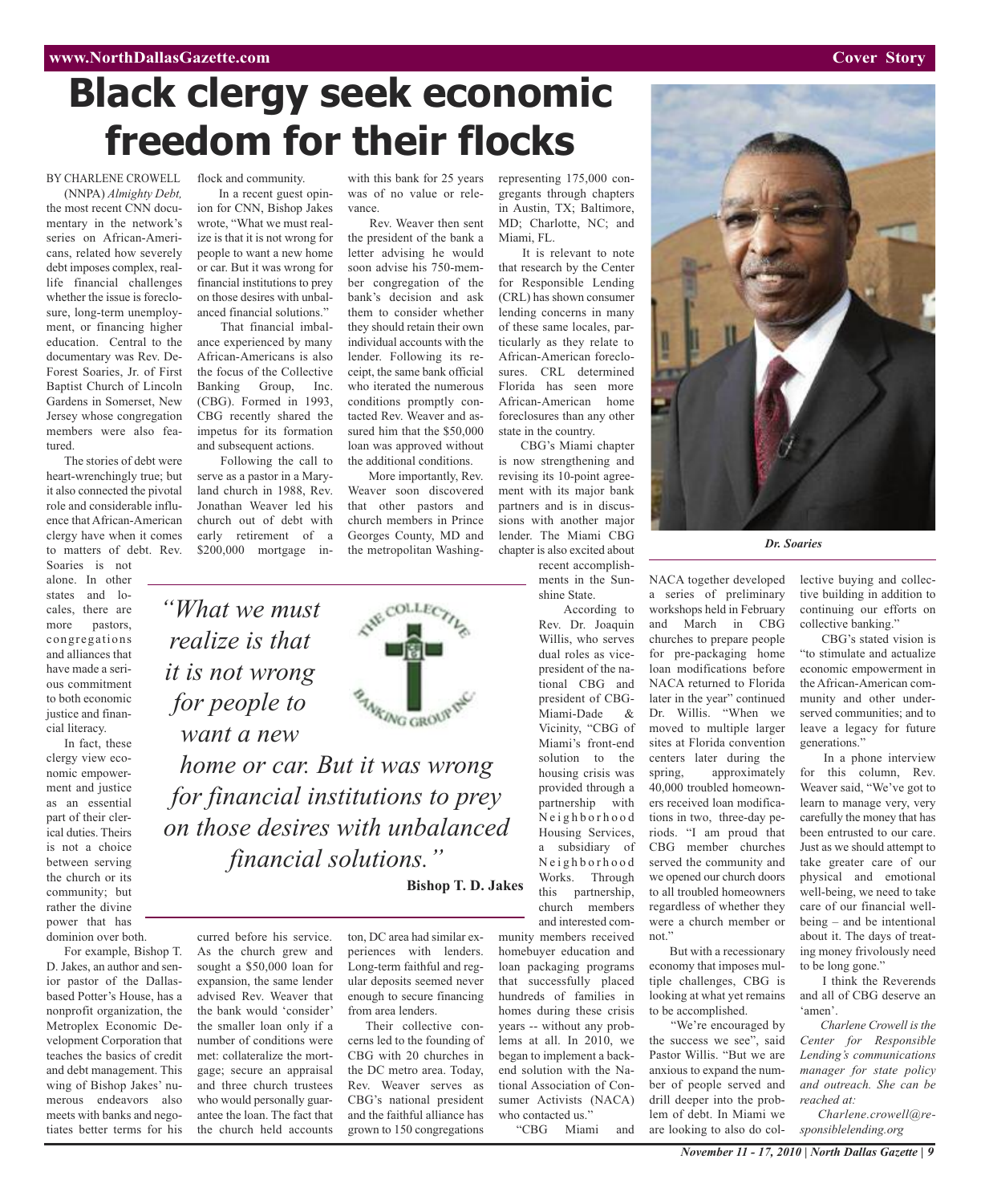# Black clergy seek economic freedom for their flocks

BY CHARLENE CROWELL

(NNPA) *Almighty Debt,* the most recent CNN documentary in the network's series on African-Americans, related how severely debt imposes complex, real-life financial challenges whether the issue is foreclosure, long-term unemployment, or financing higher education. Central to the documentary was Rev. DeForest Soaries, Jr. of First Baptist Church of Lincoln Gardens in Somerset, New Jersey whose congregation members were also featured.

The stories of debt were heart-wrenchingly true; but it also connected the pivotal role and considerable influence that African-American clergy have when it comes to matters of debt. Rev. Soaries is not alone. In other states and locales, there are more pastors, congregations and alliances that have made a serious commitment to both economic justice and financial literacy.

In fact, these clergy view economic empowerment and justice as an essential part of their clerical duties. Theirs is not a choice between serving the church or its community; but rather the divine power that has dominion over both.

For example, Bishop T. D. Jakes, an author and senior pastor of the Dallas-based Potter's House, has a nonprofit organization, the Metroplex Economic Development Corporation that teaches the basics of credit and debt management. This wing of Bishop Jakes' numerous endeavors also meets with banks and negotiates better terms for his flock and community.

In a recent guest opinion for CNN, Bishop Jakes wrote, "What we must realize is that it is not wrong for people to want a new home or car. But it was wrong for financial institutions to prey on those desires with unbalanced financial solutions."

That financial imbalance experienced by many African-Americans is also the focus of the Collective Banking Group, Inc. (CBG). Formed in 1993, CBG recently shared the impetus for its formation and subsequent actions.

Following the call to serve as a pastor in a Maryland church in 1988, Rev. Jonathan Weaver led his church out of debt with early retirement of a $200,000 mortgage incurred before his service. As the church grew and sought a $50,000 loan for expansion, the same lender advised Rev. Weaver that the bank would 'consider' the smaller loan only if a number of conditions were met: collateralize the mortgage; secure an appraisal and three church trustees who would personally guarantee the loan. The fact that the church held accounts with this bank for 25 years was of no value or relevance.

Rev. Weaver then sent the president of the bank a letter advising he would soon advise his 750-member congregation of the bank's decision and ask them to consider whether they should retain their own individual accounts with the lender. Following its receipt, the same bank official who iterated the numerous conditions promptly contacted Rev. Weaver and assured him that the $50,000 loan was approved without the additional conditions.

More importantly, Rev. Weaver soon discovered that other pastors and church members in Prince Georges County, MD and the metropolitan Washington, DC area had similar experiences with lenders. Long-term faithful and regular deposits seemed never enough to secure financing from area lenders.

Their collective concerns led to the founding of CBG with 20 churches in the DC metro area. Today, Rev. Weaver serves as CBG's national president and the faithful alliance has grown to 150 congregations representing 175,000 congregants through chapters in Austin, TX; Baltimore, MD; Charlotte, NC; and Miami, FL.

It is relevant to note that research by the Center for Responsible Lending (CRL) has shown consumer lending concerns in many of these same locales, particularly as they relate to African-American foreclosures. CRL determined Florida has seen more African-American home foreclosures than any other state in the country.

CBG's Miami chapter is now strengthening and revising its 10-point agreement with its major bank partners and is in discussions with another major lender. The Miami CBG chapter is also excited about recent accomplishments in the Sunshine State.

*"What we must realize is that it is not wrong for people to want a new home or car. But it was wrong for financial institutions to prey on those desires with unbalanced financial solutions."*

**Bishop T. D. Jakes**

According to Rev. Dr. Joaquin Willis, who serves dual roles as vice-president of the national CBG and president of CBG-Miami-Dade & Vicinity, "CBG of Miami's front-end solution to the housing crisis was provided through a partnership with Neighborhood Housing Services, a subsidiary of Neighborhood Works. Through this partnership, church members and interested community members received homebuyer education and loan packaging programs that successfully placed hundreds of families in homes during these crisis years -- without any problems at all. In 2010, we began to implement a back-end solution with the National Association of Consumer Activists (NACA) who contacted us."

"CBG Miami and NACA together developed a series of preliminary workshops held in February and March in CBG churches to prepare people for pre-packaging home loan modifications before NACA returned to Florida later in the year" continued Dr. Willis. "When we moved to multiple larger sites at Florida convention centers later during the spring, approximately 40,000 troubled homeowners received loan modifications in two, three-day periods. "I am proud that CBG member churches served the community and we opened our church doors to all troubled homeowners regardless of whether they were a church member or not."

But with a recessionary economy that imposes multiple challenges, CBG is looking at what yet remains to be accomplished.

"We're encouraged by the success we see", said Pastor Willis. "But we are anxious to expand the number of people served and drill deeper into the problem of debt. In Miami we are looking to also do collective buying and collective building in addition to continuing our efforts on collective banking."

CBG's stated vision is "to stimulate and actualize economic empowerment in the African-American community and other underserved communities; and to leave a legacy for future generations."

In a phone interview for this column, Rev. Weaver said, "We've got to learn to manage very, very carefully the money that has been entrusted to our care. Just as we should attempt to take greater care of our physical and emotional well-being, we need to take care of our financial well-being – and be intentional about it. The days of treating money frivolously need to be long gone."

I think the Reverends and all of CBG deserve an 'amen'.

*Charlene Crowell is the Center for Responsible Lending's communications manager for state policy and outreach. She can be reached at:*

*Charlene.crowell@responsiblelending.org*

*Dr. Soaries*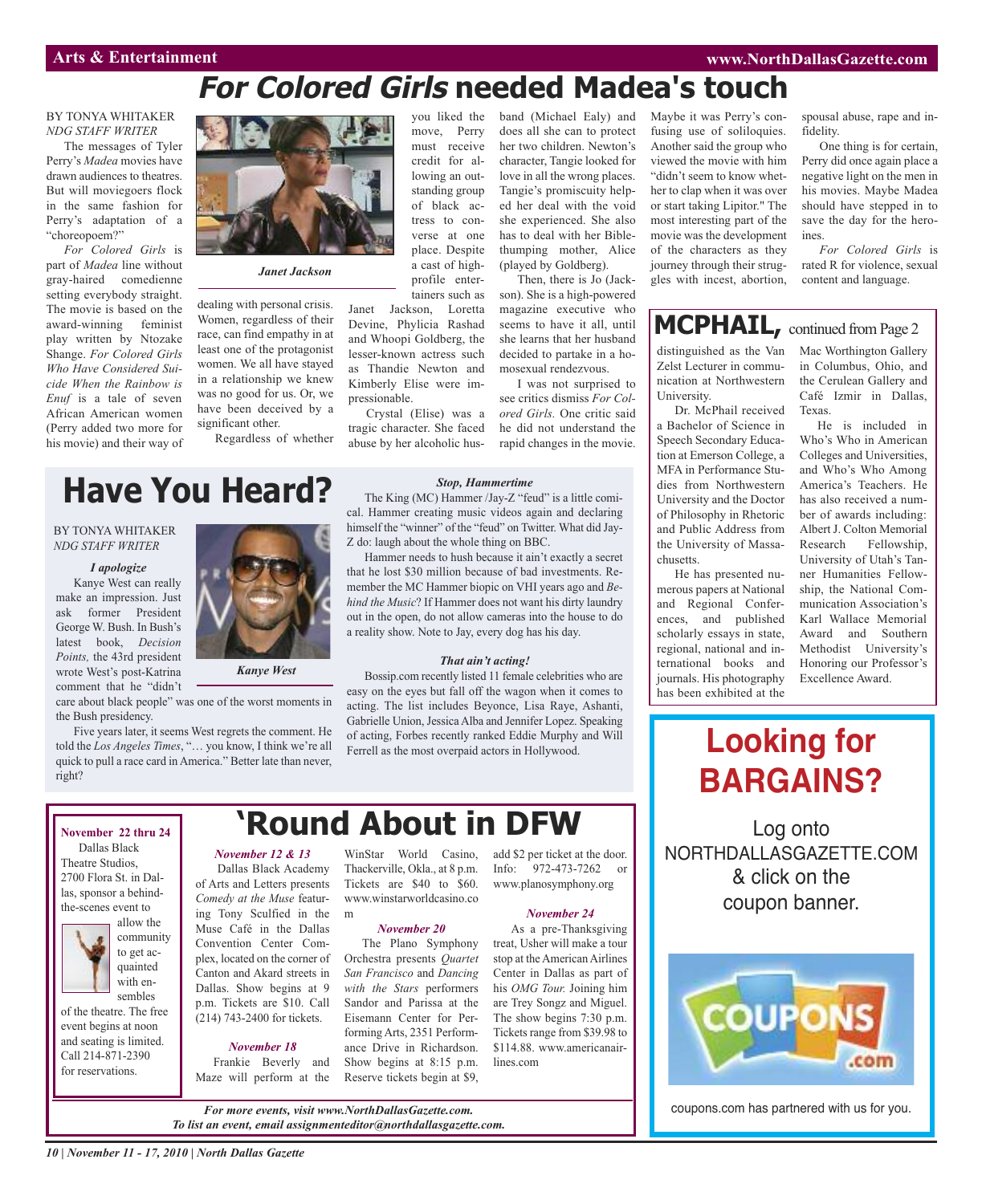# *For Colored Girls* needed Madea's touch

BY TONYA WHITAKER
*NDG STAFF WRITER*

The messages of Tyler Perry's *Madea* movies have drawn audiences to theatres. But will moviegoers flock in the same fashion for Perry's adaptation of a "choreopoem?"

*For Colored Girls* is part of *Madea* line without gray-haired comedienne setting everybody straight. The movie is based on the award-winning feminist play written by Ntozake Shange. *For Colored Girls Who Have Considered Suicide When the Rainbow is Enuf* is a tale of seven African American women (Perry added two more for his movie) and their way of dealing with personal crisis. Women, regardless of their race, can find empathy in at least one of the protagonist women. We all have stayed in a relationship we knew was no good for us. Or, we have been deceived by a significant other.

*Janet Jackson*

Regardless of whether you liked the move, Perry must receive credit for allowing an outstanding group of black actress to converse at one place. Despite a cast of high-profile entertainers such as Janet Jackson, Loretta Devine, Phylicia Rashad and Whoopi Goldberg, the lesser-known actress such as Thandie Newton and Kimberly Elise were impressionable.

Crystal (Elise) was a tragic character. She faced abuse by her alcoholic husband (Michael Ealy) and does all she can to protect her two children. Newton's character, Tangie looked for love in all the wrong places. Tangie's promiscuity helped her deal with the void she experienced. She also has to deal with her Bible-thumping mother, Alice (played by Goldberg).

Then, there is Jo (Jackson). She is a high-powered magazine executive who seems to have it all, until she learns that her husband decided to partake in a homosexual rendezvous.

I was not surprised to see critics dismiss *For Colored Girls.* One critic said he did not understand the rapid changes in the movie. Maybe it was Perry's confusing use of soliloquies. Another said the group who viewed the movie with him "didn't seem to know whether to clap when it was over or start taking Lipitor." The most interesting part of the movie was the development of the characters as they journey through their struggles with incest, abortion, spousal abuse, rape and infidelity.

One thing is for certain, Perry did once again place a negative light on the men in his movies. Maybe Madea should have stepped in to save the day for the heroines.

*For Colored Girls* is rated R for violence, sexual content and language.

# Have You Heard?

BY TONYA WHITAKER
*NDG STAFF WRITER*

***I apologize***

Kanye West can really make an impression. Just ask former President George W. Bush. In Bush's latest book, *Decision Points,* the 43rd president wrote West's post-Katrina comment that he "didn't care about black people" was one of the worst moments in the Bush presidency.

*Kanye West*

Five years later, it seems West regrets the comment. He told the *Los Angeles Times*, "… you know, I think we're all quick to pull a race card in America." Better late than never, right?

***Stop, Hammertime***

The King (MC) Hammer /Jay-Z "feud" is a little comical. Hammer creating music videos again and declaring himself the "winner" of the "feud" on Twitter. What did Jay-Z do: laugh about the whole thing on BBC.

Hammer needs to hush because it ain't exactly a secret that he lost $30 million because of bad investments. Remember the MC Hammer biopic on VHI years ago and *Behind the Music*? If Hammer does not want his dirty laundry out in the open, do not allow cameras into the house to do a reality show. Note to Jay, every dog has his day.

***That ain't acting!***

Bossip.com recently listed 11 female celebrities who are easy on the eyes but fall off the wagon when it comes to acting. The list includes Beyonce, Lisa Raye, Ashanti, Gabrielle Union, Jessica Alba and Jennifer Lopez. Speaking of acting, Forbes recently ranked Eddie Murphy and Will Ferrell as the most overpaid actors in Hollywood.

## MCPHAIL, continued from Page 2

distinguished as the Van Zelst Lecturer in communication at Northwestern University.

Dr. McPhail received a Bachelor of Science in Speech Secondary Education at Emerson College, a MFA in Performance Studies from Northwestern University and the Doctor of Philosophy in Rhetoric and Public Address from the University of Massachusetts.

He has presented numerous papers at National and Regional Conferences, and published scholarly essays in state, regional, national and international books and journals. His photography has been exhibited at the Mac Worthington Gallery in Columbus, Ohio, and the Cerulean Gallery and Café Izmir in Dallas, Texas.

He is included in Who's Who in American Colleges and Universities, and Who's Who Among America's Teachers. He has also received a number of awards including: Albert J. Colton Memorial Research Fellowship, University of Utah's Tanner Humanities Fellowship, the National Communication Association's Karl Wallace Memorial Award and Southern Methodist University's Honoring our Professor's Excellence Award.

# 'Round About in DFW

***November 22 thru 24***

Dallas Black Theatre Studios, 2700 Flora St. in Dallas, sponsor a behind-the-scenes event to allow the community to get acquainted with ensembles of the theatre. The free event begins at noon and seating is limited. Call 214-871-2390 for reservations.

***November 12 & 13***

Dallas Black Academy of Arts and Letters presents *Comedy at the Muse* featuring Tony Sculfied in the Muse Café in the Dallas Convention Center Complex, located on the corner of Canton and Akard streets in Dallas. Show begins at 9 p.m. Tickets are $10. Call (214) 743-2400 for tickets.

***November 18***

Frankie Beverly and Maze will perform at the WinStar World Casino, Thackerville, Okla., at 8 p.m. Tickets are $40 to $60. www.winstarworldcasino.com

***November 20***

The Plano Symphony Orchestra presents *Quartet San Francisco* and *Dancing with the Stars* performers Sandor and Parissa at the Eisemann Center for Performing Arts, 2351 Performance Drive in Richardson. Show begins at 8:15 p.m. Reserve tickets begin at $9, add $2 per ticket at the door. Info: 972-473-7262 or www.planosymphony.org

***November 24***

As a pre-Thanksgiving treat, Usher will make a tour stop at the American Airlines Center in Dallas as part of his *OMG Tour.* Joining him are Trey Songz and Miguel. The show begins 7:30 p.m. Tickets range from $39.98 to $114.88. www.americanairlines.com

***For more events, visit www.NorthDallasGazette.com.***
***To list an event, email assignmenteditor@northdallasgazette.com.***

## Looking for BARGAINS?

Log onto NORTHDALLASGAZETTE.COM & click on the coupon banner.

coupons.com has partnered with us for you.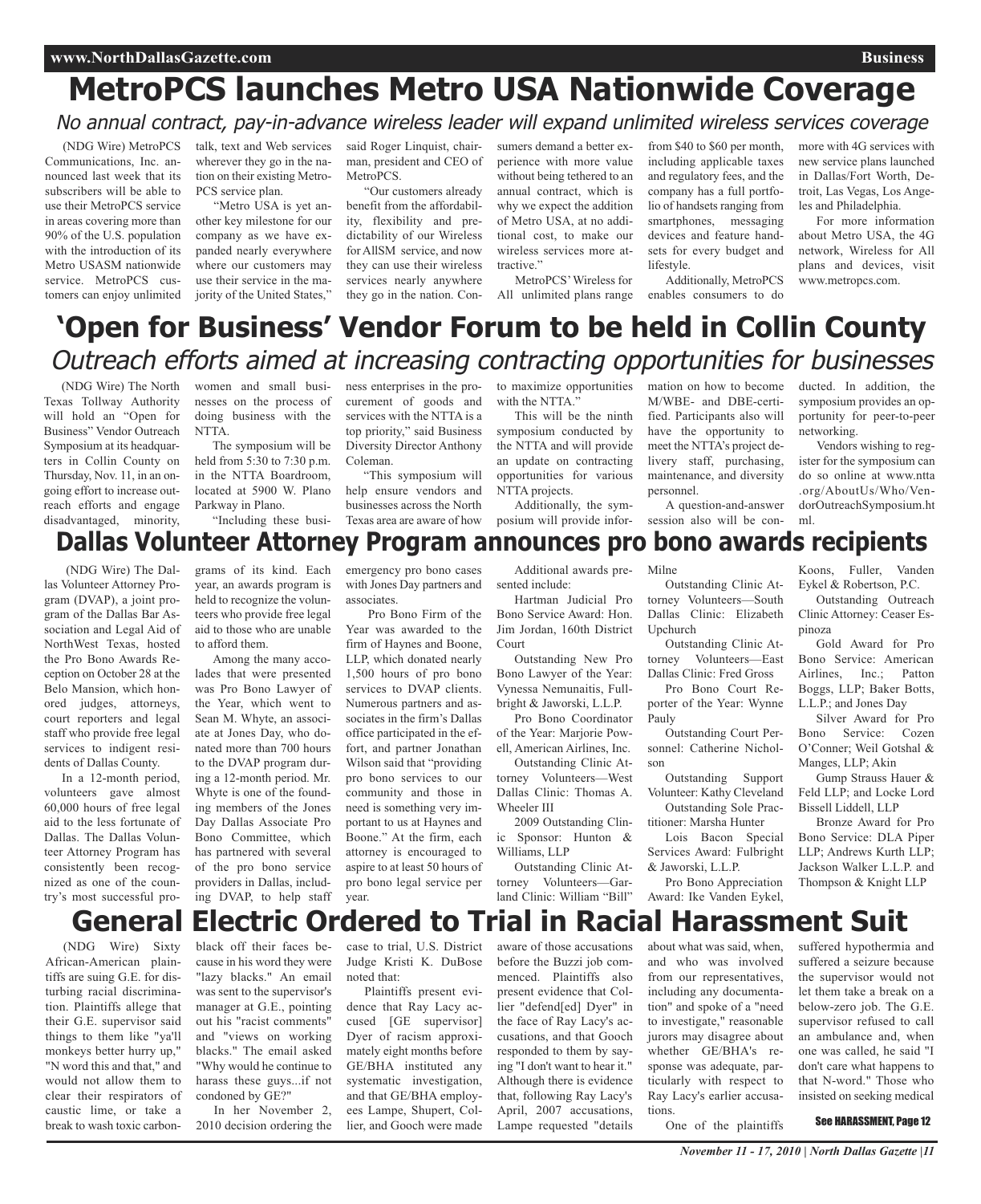# MetroPCS launches Metro USA Nationwide Coverage

*No annual contract, pay-in-advance wireless leader will expand unlimited wireless services coverage*

(NDG Wire) MetroPCS Communications, Inc. announced last week that its subscribers will be able to use their MetroPCS service in areas covering more than 90% of the U.S. population with the introduction of its Metro USASM nationwide service. MetroPCS customers can enjoy unlimited talk, text and Web services wherever they go in the nation on their existing MetroPCS service plan.

"Metro USA is yet another key milestone for our company as we have expanded nearly everywhere where our customers may use their service in the majority of the United States," said Roger Linquist, chairman, president and CEO of MetroPCS.

"Our customers already benefit from the affordability, flexibility and predictability of our Wireless for AllSM service, and now they can use their wireless services nearly anywhere they go in the nation. Consumers demand a better experience with more value without being tethered to an annual contract, which is why we expect the addition of Metro USA, at no additional cost, to make our wireless services more attractive."

MetroPCS' Wireless for All unlimited plans range from $40 to $60 per month, including applicable taxes and regulatory fees, and the company has a full portfolio of handsets ranging from smartphones, messaging devices and feature handsets for every budget and lifestyle.

Additionally, MetroPCS enables consumers to do more with 4G services with new service plans launched in Dallas/Fort Worth, Detroit, Las Vegas, Los Angeles and Philadelphia.

For more information about Metro USA, the 4G network, Wireless for All plans and devices, visit www.metropcs.com.

# 'Open for Business' Vendor Forum to be held in Collin County

*Outreach efforts aimed at increasing contracting opportunities for businesses*

(NDG Wire) The North Texas Tollway Authority will hold an "Open for Business" Vendor Outreach Symposium at its headquarters in Collin County on Thursday, Nov. 11, in an ongoing effort to increase outreach efforts and engage disadvantaged, minority, women and small businesses on the process of doing business with the NTTA.

The symposium will be held from 5:30 to 7:30 p.m. in the NTTA Boardroom, located at 5900 W. Plano Parkway in Plano.

"Including these business enterprises in the procurement of goods and services with the NTTA is a top priority," said Business Diversity Director Anthony Coleman.

"This symposium will help ensure vendors and businesses across the North Texas area are aware of how to maximize opportunities with the NTTA."

This will be the ninth symposium conducted by the NTTA and will provide an update on contracting opportunities for various NTTA projects.

Additionally, the symposium will provide information on how to become M/WBE- and DBE-certified. Participants also will have the opportunity to meet the NTTA's project delivery staff, purchasing, maintenance, and diversity personnel.

A question-and-answer session also will be conducted. In addition, the symposium provides an opportunity for peer-to-peer networking.

Vendors wishing to register for the symposium can do so online at www.ntta.org/AboutUs/Who/VendorOutreachSymposium.html.

# Dallas Volunteer Attorney Program announces pro bono awards recipients

(NDG Wire) The Dallas Volunteer Attorney Program (DVAP), a joint program of the Dallas Bar Association and Legal Aid of NorthWest Texas, hosted the Pro Bono Awards Reception on October 28 at the Belo Mansion, which honored judges, attorneys, court reporters and legal staff who provide free legal services to indigent residents of Dallas County.

In a 12-month period, volunteers gave almost 60,000 hours of free legal aid to the less fortunate of Dallas. The Dallas Volunteer Attorney Program has consistently been recognized as one of the country's most successful programs of its kind. Each year, an awards program is held to recognize the volunteers who provide free legal aid to those who are unable to afford them.

Among the many accolades that were presented was Pro Bono Lawyer of the Year, which went to Sean M. Whyte, an associate at Jones Day, who donated more than 700 hours to the DVAP program during a 12-month period. Mr. Whyte is one of the founding members of the Jones Day Dallas Associate Pro Bono Committee, which has partnered with several of the pro bono service providers in Dallas, including DVAP, to help staff emergency pro bono cases with Jones Day partners and associates.

Pro Bono Firm of the Year was awarded to the firm of Haynes and Boone, LLP, which donated nearly 1,500 hours of pro bono services to DVAP clients. Numerous partners and associates in the firm's Dallas office participated in the effort, and partner Jonathan Wilson said that "providing pro bono services to our community and those in need is something very important to us at Haynes and Boone." At the firm, each attorney is encouraged to aspire to at least 50 hours of pro bono legal service per year.

Additional awards presented include:

Hartman Judicial Pro Bono Service Award: Hon. Jim Jordan, 160th District Court

Outstanding New Pro Bono Lawyer of the Year: Vynessa Nemunaitis, Fullbright & Jaworski, L.L.P.

Pro Bono Coordinator of the Year: Marjorie Powell, American Airlines, Inc.

Outstanding Clinic Attorney Volunteers—West Dallas Clinic: Thomas A. Wheeler III

2009 Outstanding Clinic Sponsor: Hunton & Williams, LLP

Outstanding Clinic Attorney Volunteers—Garland Clinic: William "Bill" Milne

Outstanding Clinic Attorney Volunteers—South Dallas Clinic: Elizabeth Upchurch

Outstanding Clinic Attorney Volunteers—East Dallas Clinic: Fred Gross

Pro Bono Court Reporter of the Year: Wynne Pauly

Outstanding Court Personnel: Catherine Nicholson

Outstanding Support Volunteer: Kathy Cleveland

Outstanding Sole Practitioner: Marsha Hunter

Lois Bacon Special Services Award: Fulbright & Jaworski, L.L.P.

Pro Bono Appreciation Award: Ike Vanden Eykel, Koons, Fuller, Vanden Eykel & Robertson, P.C.

Outstanding Outreach Clinic Attorney: Ceaser Espinoza

Gold Award for Pro Bono Service: American Airlines, Inc.; Patton Boggs, LLP; Baker Botts, L.L.P.; and Jones Day

Silver Award for Pro Bono Service: Cozen O'Conner; Weil Gotshal & Manges, LLP; Akin Gump Strauss Hauer & Feld LLP; and Locke Lord Bissell Liddell, LLP

Bronze Award for Pro Bono Service: DLA Piper LLP; Andrews Kurth LLP; Jackson Walker L.L.P. and Thompson & Knight LLP

# General Electric Ordered to Trial in Racial Harassment Suit

(NDG Wire) Sixty African-American plaintiffs are suing G.E. for disturbing racial discrimination. Plaintiffs allege that their G.E. supervisor said things to them like "ya'll monkeys better hurry up," "N word this and that," and would not allow them to clear their respirators of caustic lime, or take a break to wash toxic carbon-black off their faces because in his word they were "lazy blacks." An email was sent to the supervisor's manager at G.E., pointing out his "racist comments" and "views on working blacks." The email asked "Why would he continue to harass these guys...if not condoned by GE?"

In her November 2, 2010 decision ordering the case to trial, U.S. District Judge Kristi K. DuBose noted that:

Plaintiffs present evidence that Ray Lacy accused [GE supervisor] Dyer of racism approximately eight months before GE/BHA instituted any systematic investigation, and that GE/BHA employees Lampe, Shupert, Collier, and Gooch were made aware of those accusations before the Buzzi job commenced. Plaintiffs also present evidence that Collier "defend[ed] Dyer" in the face of Ray Lacy's accusations, and that Gooch responded to them by saying "I don't want to hear it." Although there is evidence that, following Ray Lacy's April, 2007 accusations, Lampe requested "details about what was said, when, and who was involved from our representatives, including any documentation" and spoke of a "need to investigate," reasonable jurors may disagree about whether GE/BHA's response was adequate, particularly with respect to Ray Lacy's earlier accusations.

One of the plaintiffs suffered hypothermia and suffered a seizure because the supervisor would not let them take a break on a below-zero job. The G.E. supervisor refused to call an ambulance and, when one was called, he said "I don't care what happens to that N-word." Those who insisted on seeking medical

**See HARASSMENT, Page 12**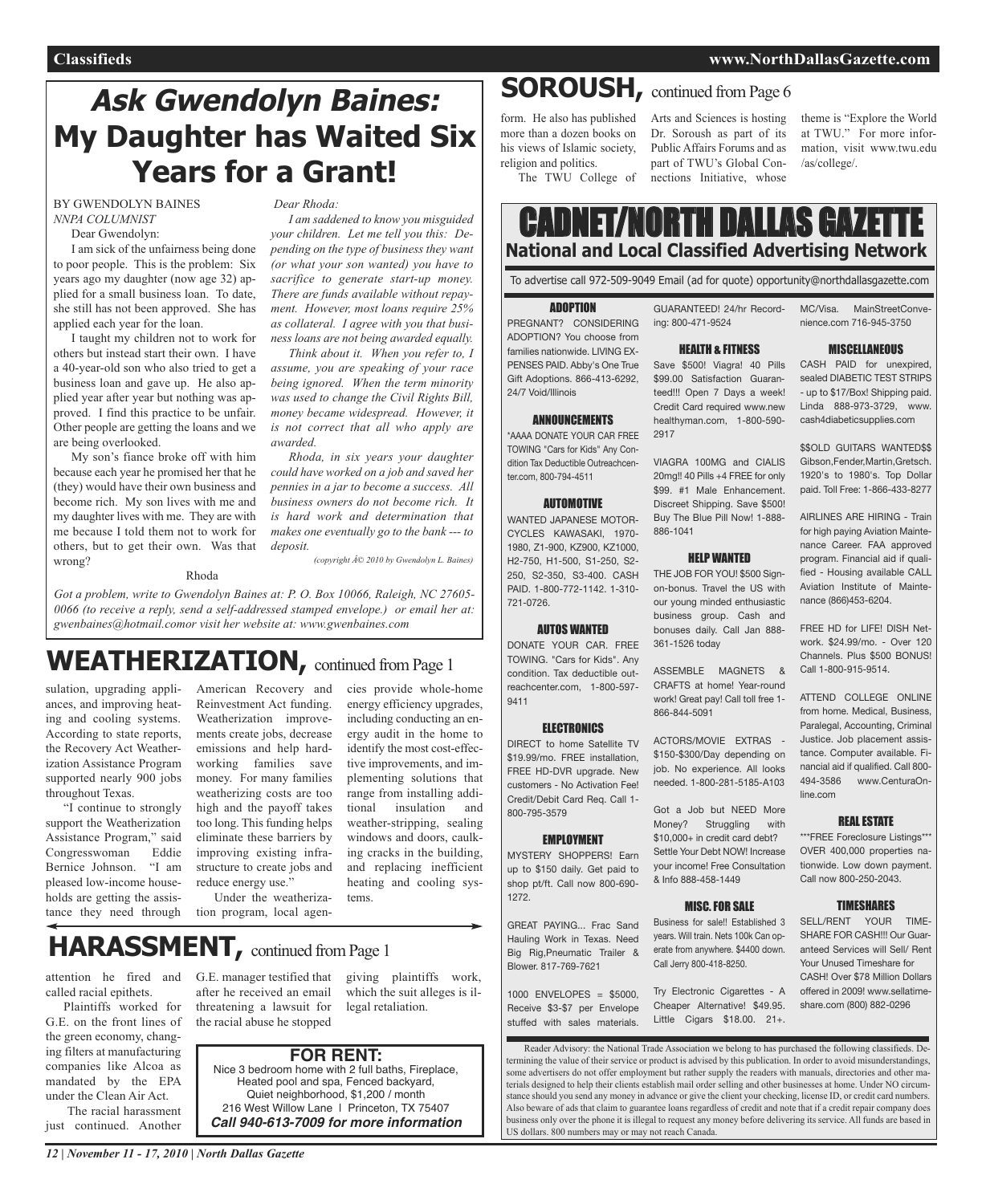# Ask Gwendolyn Baines: My Daughter has Waited Six Years for a Grant!

BY GWENDOLYN BAINES
*NNPA COLUMNIST*

Dear Gwendolyn:

I am sick of the unfairness being done to poor people. This is the problem: Six years ago my daughter (now age 32) applied for a small business loan. To date, she still has not been approved. She has applied each year for the loan.

I taught my children not to work for others but instead start their own. I have a 40-year-old son who also tried to get a business loan and gave up. He also applied year after year but nothing was approved. I find this practice to be unfair. Other people are getting the loans and we are being overlooked.

My son's fiance broke off with him because each year he promised her that he (they) would have their own business and become rich. My son lives with me and my daughter lives with me. They are with me because I told them not to work for others, but to get their own. Was that wrong?

Rhoda

*Dear Rhoda:*

*I am saddened to know you misguided your children. Let me tell you this: Depending on the type of business they want (or what your son wanted) you have to sacrifice to generate start-up money. There are funds available without repayment. However, most loans require 25% as collateral. I agree with you that business loans are not being awarded equally.*

*Think about it. When you refer to, I assume, you are speaking of your race being ignored. When the term minority was used to change the Civil Rights Bill, money became widespread. However, it is not correct that all who apply are awarded.*

*Rhoda, in six years your daughter could have worked on a job and saved her pennies in a jar to become a success. All business owners do not become rich. It is hard work and determination that makes one eventually go to the bank --- to deposit.*

*(copyright Â© 2010 by Gwendolyn L. Baines)*

*Got a problem, write to Gwendolyn Baines at: P. O. Box 10066, Raleigh, NC 27605-0066 (to receive a reply, send a self-addressed stamped envelope.) or email her at: gwenbaines@hotmail.comor visit her website at: www.gwenbaines.com*

## WEATHERIZATION, continued from Page 1

sulation, upgrading appliances, and improving heating and cooling systems. According to state reports, the Recovery Act Weatherization Assistance Program supported nearly 900 jobs throughout Texas.

"I continue to strongly support the Weatherization Assistance Program," said Congresswoman Eddie Bernice Johnson. "I am pleased low-income households are getting the assistance they need through American Recovery and Reinvestment Act funding. Weatherization improvements create jobs, decrease emissions and help hard-working families save money. For many families weatherizing costs are too high and the payoff takes too long. This funding helps eliminate these barriers by improving existing infrastructure to create jobs and reduce energy use."

Under the weatherization program, local agencies provide whole-home energy efficiency upgrades, including conducting an energy audit in the home to identify the most cost-effective improvements, and implementing solutions that range from installing additional insulation and weather-stripping, sealing windows and doors, caulking cracks in the building, and replacing inefficient heating and cooling systems.

## HARASSMENT, continued from Page 1

attention he fired and called racial epithets.

Plaintiffs worked for G.E. on the front lines of the green economy, changing filters at manufacturing companies like Alcoa as mandated by the EPA under the Clean Air Act.

The racial harassment just continued. Another G.E. manager testified that after he received an email threatening a lawsuit for the racial abuse he stopped giving plaintiffs work, which the suit alleges is illegal retaliation.

**FOR RENT:**
Nice 3 bedroom home with 2 full baths, Fireplace, Heated pool and spa, Fenced backyard, Quiet neighborhood, $1,200 / month
216 West Willow Lane | Princeton, TX 75407
***Call 940-613-7009 for more information***

## SOROUSH, continued from Page 6

form. He also has published more than a dozen books on his views of Islamic society, religion and politics.

The TWU College of Arts and Sciences is hosting Dr. Soroush as part of its Public Affairs Forums and as part of TWU's Global Connections Initiative, whose theme is "Explore the World at TWU." For more information, visit www.twu.edu/as/college/.

# CADNET/NORTH DALLAS GAZETTE
## National and Local Classified Advertising Network

To advertise call 972-509-9049 Email (ad for quote) opportunity@northdallasgazette.com

### ADOPTION

PREGNANT? CONSIDERING ADOPTION? You choose from families nationwide. LIVING EXPENSES PAID. Abby's One True Gift Adoptions. 866-413-6292, 24/7 Void/Illinois

### ANNOUNCEMENTS

*AAAA DONATE YOUR CAR FREE TOWING "Cars for Kids" Any Condition Tax Deductible Outreachcenter.com, 800-794-4511

### AUTOMOTIVE

WANTED JAPANESE MOTORCYCLES KAWASAKI, 1970-1980, Z1-900, KZ900, KZ1000, H2-750, H1-500, S1-250, S2-250, S2-350, S3-400. CASH PAID. 1-800-772-1142. 1-310-721-0726.

### AUTOS WANTED

DONATE YOUR CAR. FREE TOWING. "Cars for Kids". Any condition. Tax deductible outreachcenter.com, 1-800-597-9411

### ELECTRONICS

DIRECT to home Satellite TV $19.99/mo. FREE installation, FREE HD-DVR upgrade. New customers - No Activation Fee! Credit/Debit Card Req. Call 1-800-795-3579

### EMPLOYMENT

MYSTERY SHOPPERS! Earn up to $150 daily. Get paid to shop pt/ft. Call now 800-690-1272.

GREAT PAYING... Frac Sand Hauling Work in Texas. Need Big Rig,Pneumatic Trailer & Blower. 817-769-7621

1000 ENVELOPES = $5000, Receive $3-$7 per Envelope stuffed with sales materials. GUARANTEED! 24/hr Recording: 800-471-9524

### HEALTH & FITNESS

Save $500! Viagra! 40 Pills $99.00 Satisfaction Guaranteed!!! Open 7 Days a week! Credit Card required www.newhealthyman.com, 1-800-590-2917

VIAGRA 100MG and CIALIS 20mg!! 40 Pills +4 FREE for only $99. #1 Male Enhancement. Discreet Shipping. Save $500! Buy The Blue Pill Now! 1-888-886-1041

### HELP WANTED

THE JOB FOR YOU! $500 Sign-on-bonus. Travel the US with our young minded enthusiastic business group. Cash and bonuses daily. Call Jan 888-361-1526 today

ASSEMBLE MAGNETS & CRAFTS at home! Year-round work! Great pay! Call toll free 1-866-844-5091

ACTORS/MOVIE EXTRAS - $150-$300/Day depending on job. No experience. All looks needed. 1-800-281-5185-A103

Got a Job but NEED More Money? Struggling with $10,000+ in credit card debt? Settle Your Debt NOW! Increase your income! Free Consultation & Info 888-458-1449

### MISC. FOR SALE

Business for sale!! Established 3 years. Will train. Nets 100k Can operate from anywhere. $4400 down. Call Jerry 800-418-8250.

Try Electronic Cigarettes - A Cheaper Alternative! $49.95. Little Cigars $18.00. 21+. MC/Visa. MainStreetConvenience.com 716-945-3750

### MISCELLANEOUS

CASH PAID for unexpired, sealed DIABETIC TEST STRIPS - up to $17/Box! Shipping paid. Linda 888-973-3729, www.cash4diabeticsupplies.com

$$OLD GUITARS WANTED$$ Gibson,Fender,Martin,Gretsch. 1920's to 1980's. Top Dollar paid. Toll Free: 1-866-433-8277

AIRLINES ARE HIRING - Train for high paying Aviation Maintenance Career. FAA approved program. Financial aid if qualified - Housing available CALL Aviation Institute of Maintenance (866)453-6204.

FREE HD for LIFE! DISH Network. $24.99/mo. - Over 120 Channels. Plus $500 BONUS! Call 1-800-915-9514.

ATTEND COLLEGE ONLINE from home. Medical, Business, Paralegal, Accounting, Criminal Justice. Job placement assistance. Computer available. Financial aid if qualified. Call 800-494-3586 www.CenturaOnline.com

### REAL ESTATE

***FREE Foreclosure Listings*** OVER 400,000 properties nationwide. Low down payment. Call now 800-250-2043.

### TIMESHARES

SELL/RENT YOUR TIMESHARE FOR CASH!!! Our Guaranteed Services will Sell/ Rent Your Unused Timeshare for CASH! Over $78 Million Dollars offered in 2009! www.sellatimeshare.com (800) 882-0296

Reader Advisory: the National Trade Association we belong to has purchased the following classifieds. Determining the value of their service or product is advised by this publication. In order to avoid misunderstandings, some advertisers do not offer employment but rather supply the readers with manuals, directories and other materials designed to help their clients establish mail order selling and other businesses at home. Under NO circumstance should you send any money in advance or give the client your checking, license ID, or credit card numbers. Also beware of ads that claim to guarantee loans regardless of credit and note that if a credit repair company does business only over the phone it is illegal to request any money before delivering its service. All funds are based in US dollars. 800 numbers may or may not reach Canada.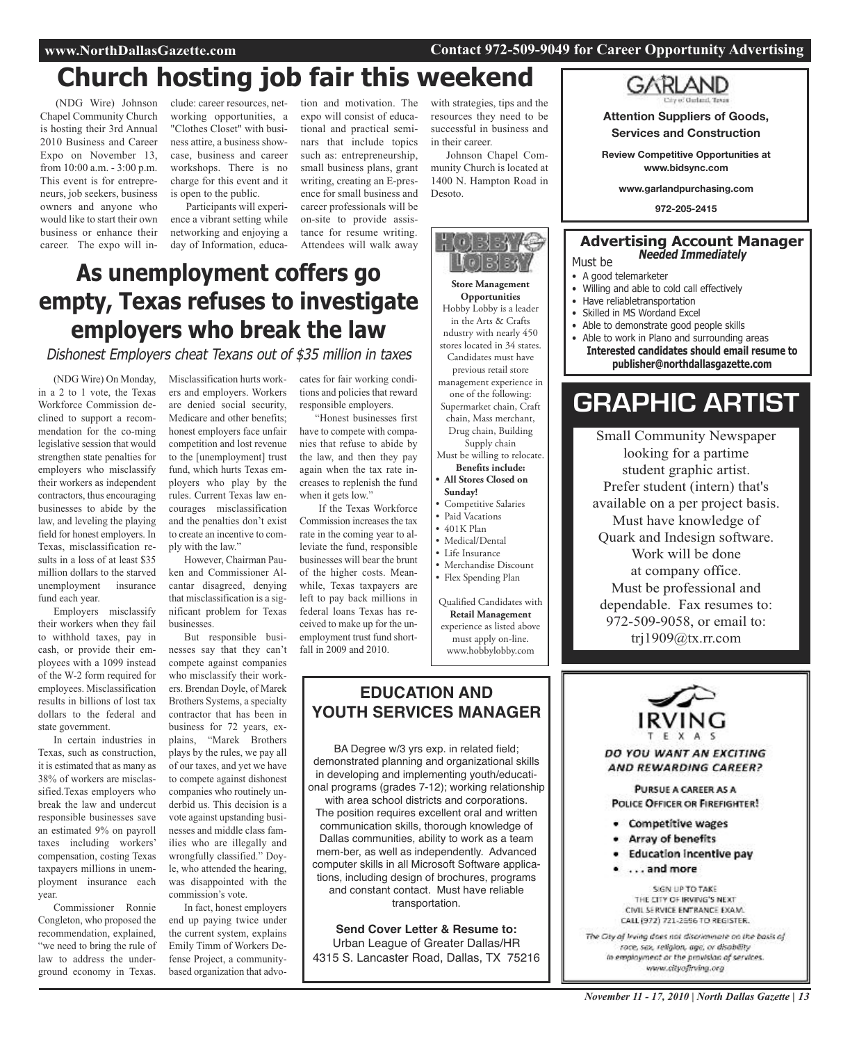# Church hosting job fair this weekend

(NDG Wire) Johnson Chapel Community Church is hosting their 3rd Annual 2010 Business and Career Expo on November 13, from 10:00 a.m. - 3:00 p.m. This event is for entrepreneurs, job seekers, business owners and anyone who would like to start their own business or enhance their career. The expo will include: career resources, networking opportunities, a "Clothes Closet" with business attire, a business showcase, business and career workshops. There is no charge for this event and it is open to the public.

Participants will experience a vibrant setting while networking and enjoying a day of Information, education and motivation. The expo will consist of educational and practical seminars that include topics such as: entrepreneurship, small business plans, grant writing, creating an E-presence for small business and career professionals will be on-site to provide assistance for resume writing. Attendees will walk away with strategies, tips and the resources they need to be successful in business and in their career.

Johnson Chapel Community Church is located at 1400 N. Hampton Road in Desoto.

# As unemployment coffers go empty, Texas refuses to investigate employers who break the law

*Dishonest Employers cheat Texans out of $35 million in taxes*

(NDG Wire) On Monday, in a 2 to 1 vote, the Texas Workforce Commission declined to support a recommendation for the co-ming legislative session that would strengthen state penalties for employers who misclassify their workers as independent contractors, thus encouraging businesses to abide by the law, and leveling the playing field for honest employers. In Texas, misclassification results in a loss of at least $35 million dollars to the starved unemployment insurance fund each year.

Employers misclassify their workers when they fail to withhold taxes, pay in cash, or provide their employees with a 1099 instead of the W-2 form required for employees. Misclassification results in billions of lost tax dollars to the federal and state government.

In certain industries in Texas, such as construction, it is estimated that as many as 38% of workers are misclassified.Texas employers who break the law and undercut responsible businesses save an estimated 9% on payroll taxes including workers' compensation, costing Texas taxpayers millions in unemployment insurance each year.

Commissioner Ronnie Congleton, who proposed the recommendation, explained, "we need to bring the rule of law to address the underground economy in Texas. Misclassification hurts workers and employers. Workers are denied social security, Medicare and other benefits; honest employers face unfair competition and lost revenue to the [unemployment] trust fund, which hurts Texas employers who play by the rules. Current Texas law encourages misclassification and the penalties don't exist to create an incentive to comply with the law."

However, Chairman Pauken and Commissioner Alcantar disagreed, denying that misclassification is a significant problem for Texas businesses.

But responsible businesses say that they can't compete against companies who misclassify their workers. Brendan Doyle, of Marek Brothers Systems, a specialty contractor that has been in business for 72 years, explains, "Marek Brothers plays by the rules, we pay all of our taxes, and yet we have to compete against dishonest companies who routinely underbid us. This decision is a vote against upstanding businesses and middle class families who are illegally and wrongfully classified." Doyle, who attended the hearing, was disappointed with the commission's vote.

In fact, honest employers end up paying twice under the current system, explains Emily Timm of Workers Defense Project, a community-based organization that advocates for fair working conditions and policies that reward responsible employers.

"Honest businesses first have to compete with companies that refuse to abide by the law, and then they pay again when the tax rate increases to replenish the fund when it gets low."

If the Texas Workforce Commission increases the tax rate in the coming year to alleviate the fund, responsible businesses will bear the brunt of the higher costs. Meanwhile, Texas taxpayers are left to pay back millions in federal loans Texas has received to make up for the unemployment trust fund shortfall in 2009 and 2010.

---

**HOBBY LOBBY**

**Store Management Opportunities**

Hobby Lobby is a leader in the Arts & Crafts ndustry with nearly 450 stores located in 34 states. Candidates must have previous retail store management experience in one of the following: Supermarket chain, Craft chain, Mass merchant, Drug chain, Building Supply chain

Must be willing to relocate.

**Benefits include:**

- **All Stores Closed on Sunday!**
- Competitive Salaries
- Paid Vacations
- 401K Plan
- Medical/Dental
- Life Insurance
- Merchandise Discount
- Flex Spending Plan

Qualified Candidates with **Retail Management** experience as listed above must apply on-line. www.hobbylobby.com

---

**GARLAND**

City of Garland, Texas

**Attention Suppliers of Goods, Services and Construction**

**Review Competitive Opportunities at www.bidsync.com**

**www.garlandpurchasing.com**

**972-205-2415**

---

## Advertising Account Manager

***Needed Immediately***

Must be

- A good telemarketer
- Willing and able to cold call effectively
- Have reliabletransportation
- Skilled in MS Wordand Excel
- Able to demonstrate good people skills
- Able to work in Plano and surrounding areas

**Interested candidates should email resume to publisher@northdallasgazette.com**

---

# GRAPHIC ARTIST

Small Community Newspaper looking for a partime student graphic artist. Prefer student (intern) that's available on a per project basis. Must have knowledge of Quark and Indesign software. Work will be done at company office. Must be professional and dependable. Fax resumes to: 972-509-9058, or email to: trj1909@tx.rr.com

---

## EDUCATION AND YOUTH SERVICES MANAGER

BA Degree w/3 yrs exp. in related field; demonstrated planning and organizational skills in developing and implementing youth/educational programs (grades 7-12); working relationship with area school districts and corporations. The position requires excellent oral and written communication skills, thorough knowledge of Dallas communities, ability to work as a team mem-ber, as well as independently. Advanced computer skills in all Microsoft Software applications, including design of brochures, programs and constant contact. Must have reliable transportation.

**Send Cover Letter & Resume to:**
Urban League of Greater Dallas/HR
4315 S. Lancaster Road, Dallas, TX 75216

---

**IRVING**
TEXAS

***DO YOU WANT AN EXCITING AND REWARDING CAREER?***

PURSUE A CAREER AS A **POLICE OFFICER OR FIREFIGHTER!**

- **Competitive wages**
- **Array of benefits**
- **Education incentive pay**
- **. . . and more**

SIGN UP TO TAKE THE CITY OF IRVING'S NEXT CIVIL SERVICE ENTRANCE EXAM. CALL (972) 721-2556 TO REGISTER.

*The City of Irving does not discriminate on the basis of race, sex, religion, age, or disability in employment or the provision of services. www.cityofirving.org*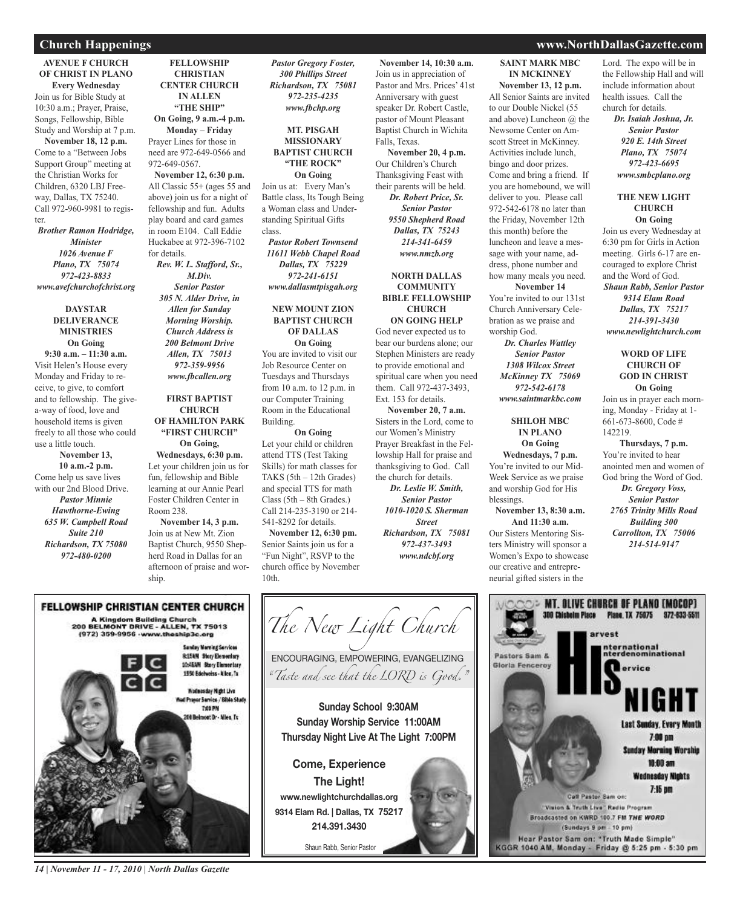## Church Happenings

### AVENUE F CHURCH OF CHRIST IN PLANO

**Every Wednesday**
Join us for Bible Study at 10:30 a.m.; Prayer, Praise, Songs, Fellowship, Bible Study and Worship at 7 p.m.

**November 18, 12 p.m.**
Come to a "Between Jobs Support Group" meeting at the Christian Works for Children, 6320 LBJ Freeway, Dallas, TX 75240. Call 972-960-9981 to register.

***Brother Ramon Hodridge, Minister***
***1026 Avenue F***
***Plano, TX 75074***
***972-423-8833***
***www.avefchurchofchrist.org***

### DAYSTAR DELIVERANCE MINISTRIES

**On Going**
**9:30 a.m. – 11:30 a.m.**
Visit Helen's House every Monday and Friday to receive, to give, to comfort and to fellowship. The give-a-way of food, love and household items is given freely to all those who could use a little touch.

**November 13, 10 a.m.-2 p.m.**
Come help us save lives with our 2nd Blood Drive.

***Pastor Minnie Hawthorne-Ewing***
***635 W. Campbell Road***
***Suite 210***
***Richardson, TX 75080***
***972-480-0200***

### FELLOWSHIP CHRISTIAN CENTER CHURCH IN ALLEN "THE SHIP"

**On Going, 9 a.m.-4 p.m.**
**Monday – Friday**
Prayer Lines for those in need are 972-649-0566 and 972-649-0567.

**November 12, 6:30 p.m.**
All Classic 55+ (ages 55 and above) join us for a night of fellowship and fun. Adults play board and card games in room E104. Call Eddie Huckabee at 972-396-7102 for details.

***Rev. W. L. Stafford, Sr., M.Div.***
***Senior Pastor***
***305 N. Alder Drive, in Allen for Sunday Morning Worship.***
***Church Address is 200 Belmont Drive***
***Allen, TX 75013***
***972-359-9956***
***www.fbcallen.org***

### FIRST BAPTIST CHURCH OF HAMILTON PARK "FIRST CHURCH"

**On Going, Wednesdays, 6:30 p.m.**
Let your children join us for fun, fellowship and Bible learning at our Annie Pearl Foster Children Center in Room 238.

**November 14, 3 p.m.**
Join us at New Mt. Zion Baptist Church, 9550 Shepherd Road in Dallas for an afternoon of praise and worship.

***Pastor Gregory Foster,***
***300 Phillips Street***
***Richardson, TX 75081***
***972-235-4235***
***www.fbchp.org***

### MT. PISGAH MISSIONARY BAPTIST CHURCH "THE ROCK"

**On Going**
Join us at: Every Man's Battle class, Its Tough Being a Woman class and Understanding Spiritual Gifts class.

***Pastor Robert Townsend***
***11611 Webb Chapel Road***
***Dallas, TX 75229***
***972-241-6151***
***www.dallasmtpisgah.org***

### NEW MOUNT ZION BAPTIST CHURCH OF DALLAS

**On Going**
You are invited to visit our Job Resource Center on Tuesdays and Thursdays from 10 a.m. to 12 p.m. in our Computer Training Room in the Educational Building.

**On Going**
Let your child or children attend TTS (Test Taking Skills) for math classes for TAKS (5th – 12th Grades) and special TTS for math Class (5th – 8th Grades.) Call 214-235-3190 or 214-541-8292 for details.

**November 12, 6:30 pm.**
Senior Saints join us for a "Fun Night", RSVP to the church office by November 10th.

**November 14, 10:30 a.m.**
Join us in appreciation of Pastor and Mrs. Prices' 41st Anniversary with guest speaker Dr. Robert Castle, pastor of Mount Pleasant Baptist Church in Wichita Falls, Texas.

**November 20, 4 p.m.**
Our Children's Church Thanksgiving Feast with their parents will be held.

***Dr. Robert Price, Sr.***
***Senior Pastor***
***9550 Shepherd Road***
***Dallas, TX 75243***
***214-341-6459***
***www.nmzb.org***

### NORTH DALLAS COMMUNITY BIBLE FELLOWSHIP CHURCH

**ON GOING HELP**
God never expected us to bear our burdens alone; our Stephen Ministers are ready to provide emotional and spiritual care when you need them. Call 972-437-3493, Ext. 153 for details.

**November 20, 7 a.m.**
Sisters in the Lord, come to our Women's Ministry Prayer Breakfast in the Fellowship Hall for praise and thanksgiving to God. Call the church for details.

***Dr. Leslie W. Smith,***
***Senior Pastor***
***1010-1020 S. Sherman Street***
***Richardson, TX 75081***
***972-437-3493***
***www.ndcbf.org***

### SAINT MARK MBC IN MCKINNEY

**November 13, 12 p.m.**
All Senior Saints are invited to our Double Nickel (55 and above) Luncheon @ the Newsome Center on Amscott Street in McKinney. Activities include lunch, bingo and door prizes. Come and bring a friend. If you are homebound, we will deliver to you. Please call 972-542-6178 no later than the Friday, November 12th this month) before the luncheon and leave a message with your name, address, phone number and how many meals you need.

**November 14**
You're invited to our 131st Church Anniversary Celebration as we praise and worship God.

***Dr. Charles Wattley***
***Senior Pastor***
***1308 Wilcox Street***
***McKinney TX 75069***
***972-542-6178***
***www.saintmarkbc.com***

### SHILOH MBC IN PLANO

**On Going**
**Wednesdays, 7 p.m.**
You're invited to our Mid-Week Service as we praise and worship God for His blessings.

**November 13, 8:30 a.m. And 11:30 a.m.**
Our Sisters Mentoring Sisters Ministry will sponsor a Women's Expo to showcase our creative and entrepreneurial gifted sisters in the Lord. The expo will be in the Fellowship Hall and will include information about health issues. Call the church for details.

***Dr. Isaiah Joshua, Jr.***
***Senior Pastor***
***920 E. 14th Street***
***Plano, TX 75074***
***972-423-6695***
***www.smbcplano.org***

### THE NEW LIGHT CHURCH

**On Going**
Join us every Wednesday at 6:30 pm for Girls in Action meeting. Girls 6-17 are encouraged to explore Christ and the Word of God.

***Shaun Rabb, Senior Pastor***
***9314 Elam Road***
***Dallas, TX 75217***
***214-391-3430***
***www.newlightchurch.com***

### WORD OF LIFE CHURCH OF GOD IN CHRIST

**On Going**
Join us in prayer each morning, Monday - Friday at 1-661-673-8600, Code # 142219.

**Thursdays, 7 p.m.**
You're invited to hear anointed men and women of God bring the Word of God.

***Dr. Gregory Voss,***
***Senior Pastor***
***2765 Trinity Mills Road***
***Building 300***
***Carrollton, TX 75006***
***214-514-9147***

---

**FELLOWSHIP CHRISTIAN CENTER CHURCH**
A Kingdom Building Church
200 BELMONT DRIVE - ALLEN, TX 75013
(972) 359-9956 - www.theship3c.org

Sunday Morning Services
8:15AM Story Elementary
10:45AM Story Elementary
1550 Edelweiss - Allen, Tx

Wednesday Night Live
Wed Prayer Service / Bible Study
7:00 PM
200 Belmont Dr - Allen, Tx

---

*The New Light Church*

ENCOURAGING, EMPOWERING, EVANGELIZING

*"Taste and see that the LORD is Good."*

**Sunday School 9:30AM**
**Sunday Worship Service 11:00AM**
**Thursday Night Live At The Light 7:00PM**

**Come, Experience The Light!**

**www.newlightchurchdallas.org**
**9314 Elam Rd. | Dallas, TX 75217**
**214.391.3430**

Shaun Rabb, Senior Pastor

---

**MT. OLIVE CHURCH OF PLANO (MOCOP)**
300 Chisholm Place Plano, TX 75075 972-633-5511

Pastors Sam & Gloria Fenceroy

**HIS NIGHT**
Harvest International Interdenominational Service

Last Sunday, Every Month 7:00 pm
Sunday Morning Worship 10:00 am
Wednesday Nights 7:15 pm

Call Pastor Sam on:
"Vision & Truth Live" Radio Program
Broadcasted on KWRD 100.7 FM *THE WORD*
(Sundays 9 pm - 10 pm)

Hear Pastor Sam on: "Truth Made Simple"
KGGR 1040 AM, Monday - Friday @ 5:25 pm - 5:30 pm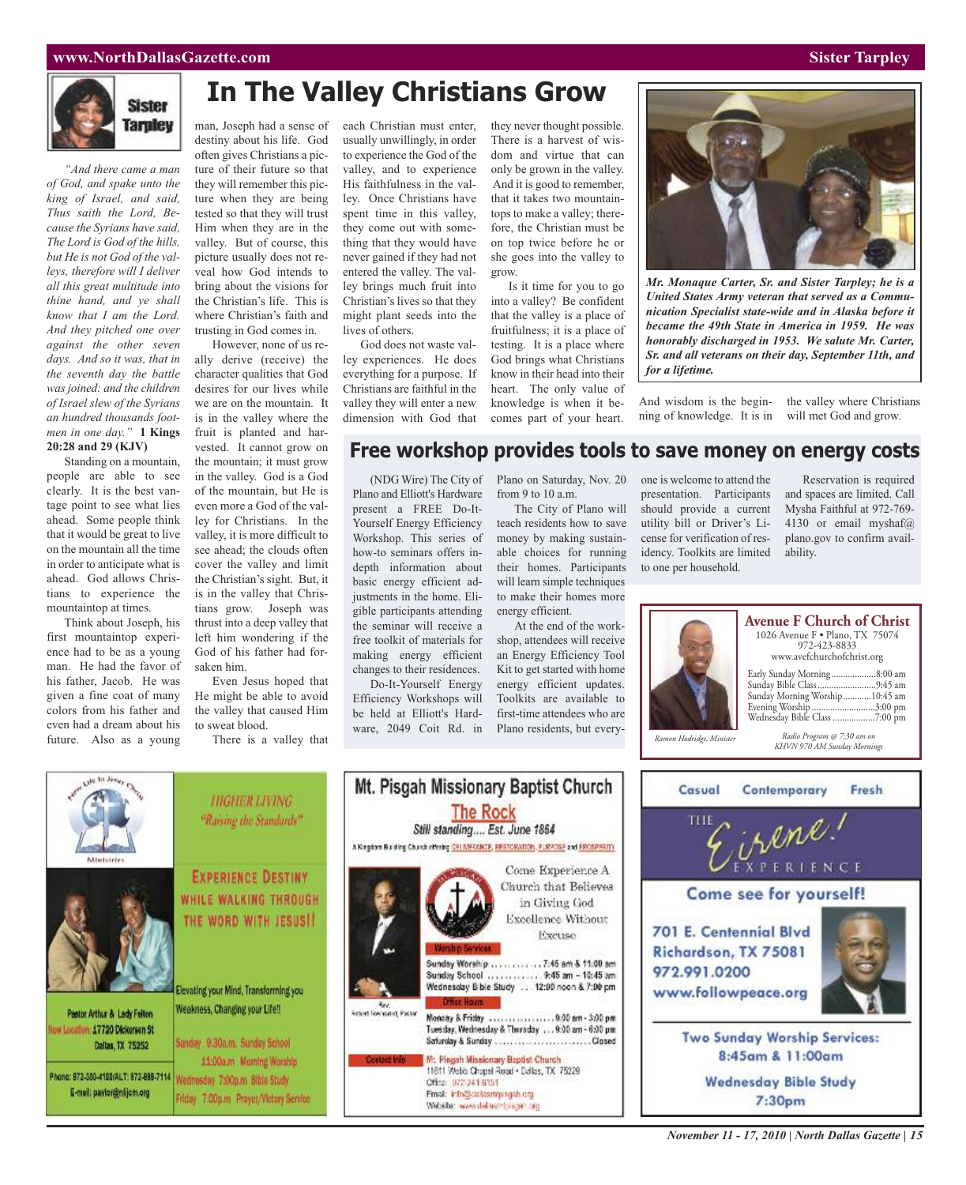# In The Valley Christians Grow

*"And there came a man of God, and spake unto the king of Israel, and said, Thus saith the Lord, Because the Syrians have said, The Lord is God of the hills, but He is not God of the valleys, therefore will I deliver all this great multitude into thine hand, and ye shall know that I am the Lord. And they pitched one over against the other seven days. And so it was, that in the seventh day the battle was joined: and the children of Israel slew of the Syrians an hundred thousands footmen in one day."* **1 Kings 20:28 and 29 (KJV)**

Standing on a mountain, people are able to see clearly. It is the best vantage point to see what lies ahead. Some people think that it would be great to live on the mountain all the time in order to anticipate what is ahead. God allows Christians to experience the mountaintop at times.

Think about Joseph, his first mountaintop experience had to be as a young man. He had the favor of his father, Jacob. He was given a fine coat of many colors from his father and even had a dream about his future. Also as a young man, Joseph had a sense of destiny about his life. God often gives Christians a picture of their future so that they will remember this picture when they are being tested so that they will trust Him when they are in the valley. But of course, this picture usually does not reveal how God intends to bring about the visions for the Christian's life. This is where Christian's faith and trusting in God comes in.

However, none of us really derive (receive) the character qualities that God desires for our lives while we are on the mountain. It is in the valley where the fruit is planted and harvested. It cannot grow on the mountain; it must grow in the valley. God is a God of the mountain, but He is even more a God of the valley for Christians. In the valley, it is more difficult to see ahead; the clouds often cover the valley and limit the Christian's sight. But, it is in the valley that Christians grow. Joseph was thrust into a deep valley that left him wondering if the God of his father had forsaken him.

Even Jesus hoped that He might be able to avoid the valley that caused Him to sweat blood.

There is a valley that each Christian must enter, usually unwillingly, in order to experience the God of the valley, and to experience His faithfulness in the valley. Once Christians have spent time in this valley, they come out with something that they would have never gained if they had not entered the valley. The valley brings much fruit into Christian's lives so that they might plant seeds into the lives of others.

God does not waste valley experiences. He does everything for a purpose. If Christians are faithful in the valley they will enter a new dimension with God that they never thought possible. There is a harvest of wisdom and virtue that can only be grown in the valley. And it is good to remember, that it takes two mountaintops to make a valley; therefore, the Christian must be on top twice before he or she goes into the valley to grow.

Is it time for you to go into a valley? Be confident that the valley is a place of fruitfulness; it is a place of testing. It is a place where God brings what Christians know in their head into their heart. The only value of knowledge is when it becomes part of your heart. And wisdom is the beginning of knowledge. It is in the valley where Christians will met God and grow.

*Mr. Monaque Carter, Sr. and Sister Tarpley; he is a United States Army veteran that served as a Communication Specialist state-wide and in Alaska before it became the 49th State in America in 1959. He was honorably discharged in 1953. We salute Mr. Carter, Sr. and all veterans on their day, September 11th, and for a lifetime.*

# Free workshop provides tools to save money on energy costs

(NDG Wire) The City of Plano and Elliott's Hardware present a FREE Do-It-Yourself Energy Efficiency Workshop. This series of how-to seminars offers in-depth information about basic energy efficient adjustments in the home. Eligible participants attending the seminar will receive a free toolkit of materials for making energy efficient changes to their residences.

Do-It-Yourself Energy Efficiency Workshops will be held at Elliott's Hardware, 2049 Coit Rd. in Plano on Saturday, Nov. 20 from 9 to 10 a.m.

The City of Plano will teach residents how to save money by making sustainable choices for running their homes. Participants will learn simple techniques to make their homes more energy efficient.

At the end of the workshop, attendees will receive an Energy Efficiency Tool Kit to get started with home energy efficient updates. Toolkits are available to first-time attendees who are Plano residents, but everyone is welcome to attend the presentation. Participants should provide a current utility bill or Driver's License for verification of residency. Toolkits are limited to one per household.

Reservation is required and spaces are limited. Call Mysha Faithful at 972-769-4130 or email myshaf@plano.gov to confirm availability.

**Avenue F Church of Christ**
1026 Avenue F • Plano, TX 75074
972-423-8833
www.avefchurchofchrist.org

| | |
|---|---|
| Early Sunday Morning | 8:00 am |
| Sunday Bible Class | 9:45 am |
| Sunday Morning Worship | 10:45 am |
| Evening Worship | 3:00 pm |
| Wednesday Bible Class | 7:00 pm |

*Ramon Hodridge, Minister*

*Radio Program @ 7:30 am on KHVN 970 AM Sunday Mornings*

**HIGHER LIVING**
*"Raising the Standards"*

**EXPERIENCE DESTINY WHILE WALKING THROUGH THE WORD WITH JESUS!!**

Elevating your Mind, Transforming you Weakness, Changing your Life!!

Sunday 9:30a.m. Sunday School
11:00a.m Morning Worship
Wednesday 7:00p.m Bible Study
Friday 7:00p.m Prayer/Victory Service

Pastor Arthur & Lady Felton
New Location: 17720 Dickerson St
Dallas, TX 75252
Phone: 972-380-4100/ALT: 972-898-7114
E-mail: pastor@nlljcm.org

**Mt. Pisgah Missionary Baptist Church**
**The Rock**
*Still standing.... Est. June 1864*
A Kingdom Building Church offering DELIVERANCE, RESTORATION, PURPOSE and PROSPERITY

Come Experience A Church that Believes in Giving God Excellence Without Excuse

**Worship Services**
Sunday Worship ........... 7:45 am & 11:00 am
Sunday School ........... 9:45 am – 10:45 am
Wednesday Bible Study ... 12:00 noon & 7:00 pm

**Office Hours**
Monday & Friday ........... 9:00 am - 3:00 pm
Tuesday, Wednesday & Thursday ... 9:00 am - 6:00 pm
Saturday & Sunday ........... Closed

**Contact Info**
Mt. Pisgah Missionary Baptist Church
11611 Webb Chapel Road • Dallas, TX 75229
Office: 972.241.6151
Email: info@dallasmpisgah.org
Website: www.dallasmtpisgah.org

Rev. Robert Townsend, Pastor

Casual Contemporary Fresh

**THE Eirene! EXPERIENCE**

**Come see for yourself!**

701 E. Centennial Blvd
Richardson, TX 75081
972.991.0200
www.followpeace.org

**Two Sunday Worship Services: 8:45am & 11:00am**

**Wednesday Bible Study 7:30pm**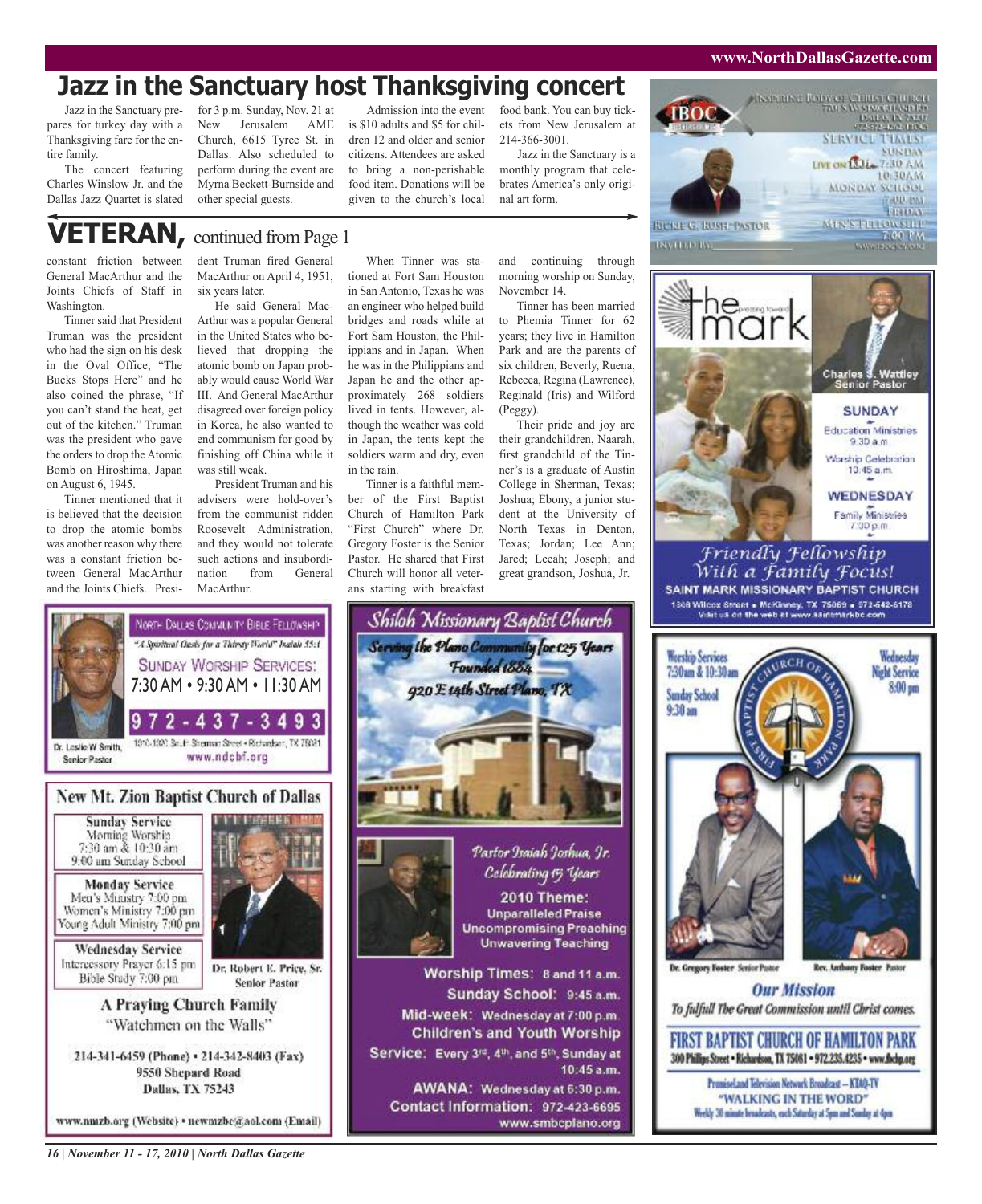# Jazz in the Sanctuary host Thanksgiving concert

Jazz in the Sanctuary prepares for turkey day with a Thanksgiving fare for the entire family.

The concert featuring Charles Winslow Jr. and the Dallas Jazz Quartet is slated for 3 p.m. Sunday, Nov. 21 at New Jerusalem AME Church, 6615 Tyree St. in Dallas. Also scheduled to perform during the event are Myrna Beckett-Burnside and other special guests.

Admission into the event is $10 adults and $5 for children 12 and older and senior citizens. Attendees are asked to bring a non-perishable food item. Donations will be given to the church's local food bank. You can buy tickets from New Jerusalem at 214-366-3001.

Jazz in the Sanctuary is a monthly program that celebrates America's only original art form.

# VETERAN, continued from Page 1

constant friction between General MacArthur and the Joints Chiefs of Staff in Washington.

Tinner said that President Truman was the president who had the sign on his desk in the Oval Office, "The Bucks Stops Here" and he also coined the phrase, "If you can't stand the heat, get out of the kitchen." Truman was the president who gave the orders to drop the Atomic Bomb on Hiroshima, Japan on August 6, 1945.

Tinner mentioned that it is believed that the decision to drop the atomic bombs was another reason why there was a constant friction between General MacArthur and the Joints Chiefs. President Truman fired General MacArthur on April 4, 1951, six years later.

He said General MacArthur was a popular General in the United States who believed that dropping the atomic bomb on Japan probably would cause World War III. And General MacArthur disagreed over foreign policy in Korea, he also wanted to end communism for good by finishing off China while it was still weak.

President Truman and his advisers were hold-over's from the communist ridden Roosevelt Administration, and they would not tolerate such actions and insubordination from General MacArthur.

When Tinner was stationed at Fort Sam Houston in San Antonio, Texas he was an engineer who helped build bridges and roads while at Fort Sam Houston, the Philippians and in Japan. When he was in the Philippians and Japan he and the other approximately 268 soldiers lived in tents. However, although the weather was cold in Japan, the tents kept the soldiers warm and dry, even in the rain.

Tinner is a faithful member of the First Baptist Church of Hamilton Park "First Church" where Dr. Gregory Foster is the Senior Pastor. He shared that First Church will honor all veterans starting with breakfast and continuing through morning worship on Sunday, November 14.

Tinner has been married to Phemia Tinner for 62 years; they live in Hamilton Park and are the parents of six children, Beverly, Ruena, Rebecca, Regina (Lawrence), Reginald (Iris) and Wilford (Peggy).

Their pride and joy are their grandchildren, Naarah, first grandchild of the Tinner's is a graduate of Austin College in Sherman, Texas; Joshua; Ebony, a junior student at the University of North Texas in Denton, Texas; Jordan; Lee Ann; Jared; Leeah; Joseph; and great grandson, Joshua, Jr.

---

IBOC — Inspiring Body of Christ Church
7701 S. Westmoreland Rd., Dallas, TX 75237
972-372-4262 (IBOC)
Service Times: Sunday 7:30 AM, 10:30 AM; Monday School 7:00 PM; Friday Men's Fellowship 7:00 PM
Rickie G. Rush - Pastor

---

the mark — pressing toward
Charles S. Wattley, Senior Pastor
SUNDAY: Education Ministries 9:30 a.m.; Worship Celebration 10:45 a.m.
WEDNESDAY: Family Ministries 7:30 p.m.
*Friendly Fellowship With a Family Focus!*
SAINT MARK MISSIONARY BAPTIST CHURCH
1308 Wilcox Street • McKinney, TX 75069 • 972-542-6178
Visit us on the web at www.saintmarkbc.com

---

NORTH DALLAS COMMUNITY BIBLE FELLOWSHIP
"A Spiritual Oasis for a Thirsty World" Isaiah 35:1
SUNDAY WORSHIP SERVICES: 7:30 AM • 9:30 AM • 11:30 AM
972-437-3493
1010-1020 South Sherman Street • Richardson, TX 75081
www.ndcbf.org
Dr. Leslie W Smith, Senior Pastor

---

Shiloh Missionary Baptist Church
Serving the Plano Community for 125 Years
Founded 1884
920 E 14th Street Plano, TX
Pastor Isaiah Joshua, Jr.
Celebrating 15 Years
2010 Theme: Unparalleled Praise, Uncompromising Preaching, Unwavering Teaching
Worship Times: 8 and 11 a.m.
Sunday School: 9:45 a.m.
Mid-week: Wednesday at 7:00 p.m.
Children's and Youth Worship Service: Every 3rd, 4th, and 5th, Sunday at 10:45 a.m.
AWANA: Wednesday at 6:30 p.m.
Contact Information: 972-423-6695
www.smbcplano.org

---

Worship Services 7:30am & 10:30am
Sunday School 9:30 am
Wednesday Night Service 8:00 pm
First Baptist Church of Hamilton Park
Dr. Gregory Foster, Senior Pastor — Rev. Anthony Foster, Pastor
Our Mission
To fulfill The Great Commission until Christ comes.
FIRST BAPTIST CHURCH OF HAMILTON PARK
300 Phillips Street • Richardson, TX 75081 • 972.235.4235 • www.fbchp.org
PromiseLand Television Network Broadcast – KTAQ-TV
"WALKING IN THE WORD"
Weekly 30 minute broadcasts, each Saturday at 5pm and Sunday at 4pm

---

New Mt. Zion Baptist Church of Dallas
Sunday Service: Morning Worship 7:30 am & 10:30 am; 9:00 am Sunday School
Monday Service: Men's Ministry 7:00 pm; Women's Ministry 7:00 pm; Young Adult Ministry 7:00 pm
Wednesday Service: Intercessory Prayer 6:15 pm; Bible Study 7:00 pm
Dr. Robert E. Price, Sr., Senior Pastor
A Praying Church Family
"Watchmen on the Walls"
214-341-6459 (Phone) • 214-342-8403 (Fax)
9550 Shepard Road
Dallas, TX 75243
www.nmzb.org (Website) • newmzbc@aol.com (Email)